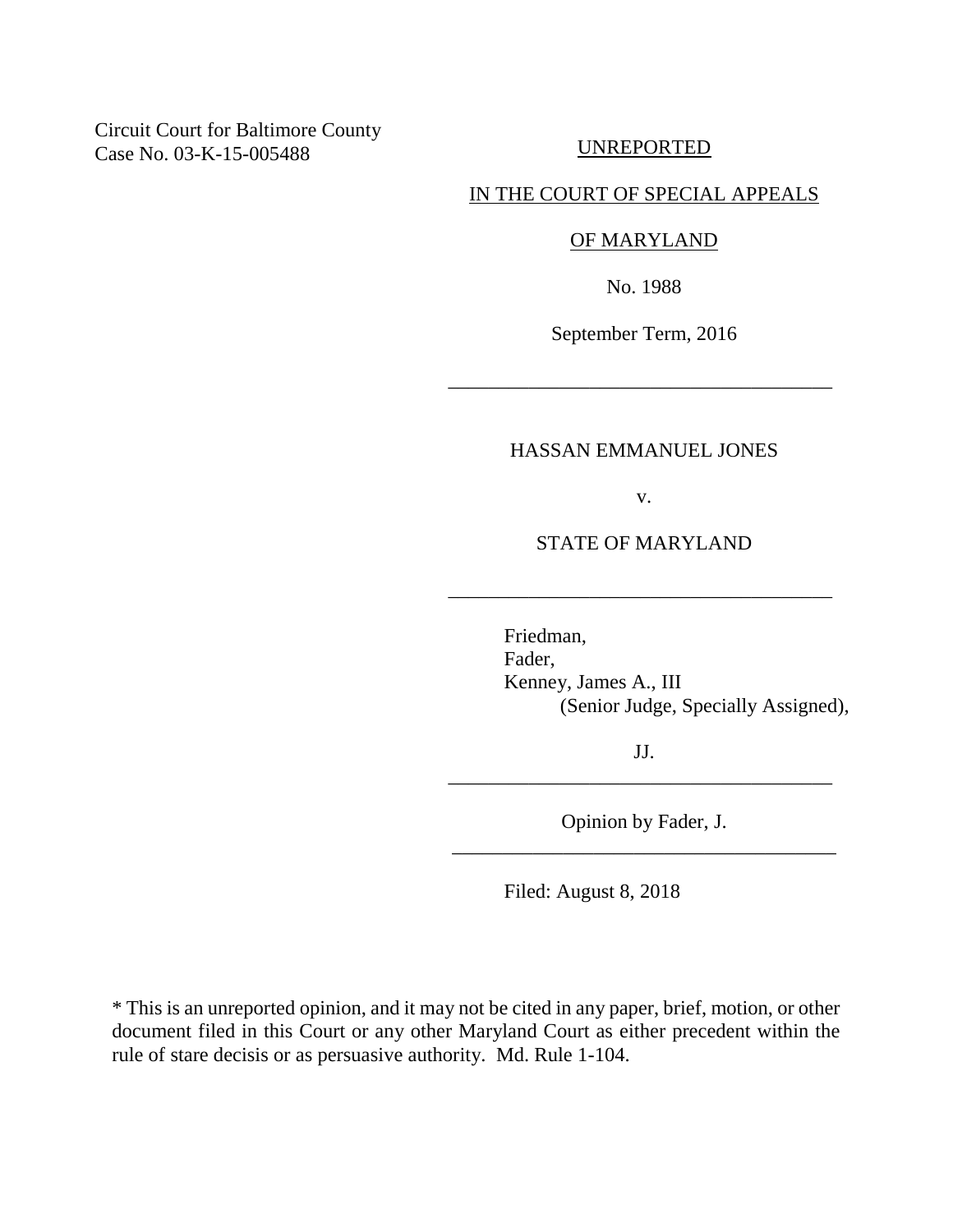Circuit Court for Baltimore County
Case No. 03-K-15-005488

UNREPORTED

IN THE COURT OF SPECIAL APPEALS

OF MARYLAND

No. 1988

September Term, 2016

---

HASSAN EMMANUEL JONES

v.

STATE OF MARYLAND

---

Friedman,
Fader,
Kenney, James A., III
(Senior Judge, Specially Assigned),

JJ.

---

Opinion by Fader, J.

---

Filed: August 8, 2018

\* This is an unreported opinion, and it may not be cited in any paper, brief, motion, or other document filed in this Court or any other Maryland Court as either precedent within the rule of stare decisis or as persuasive authority. Md. Rule 1-104.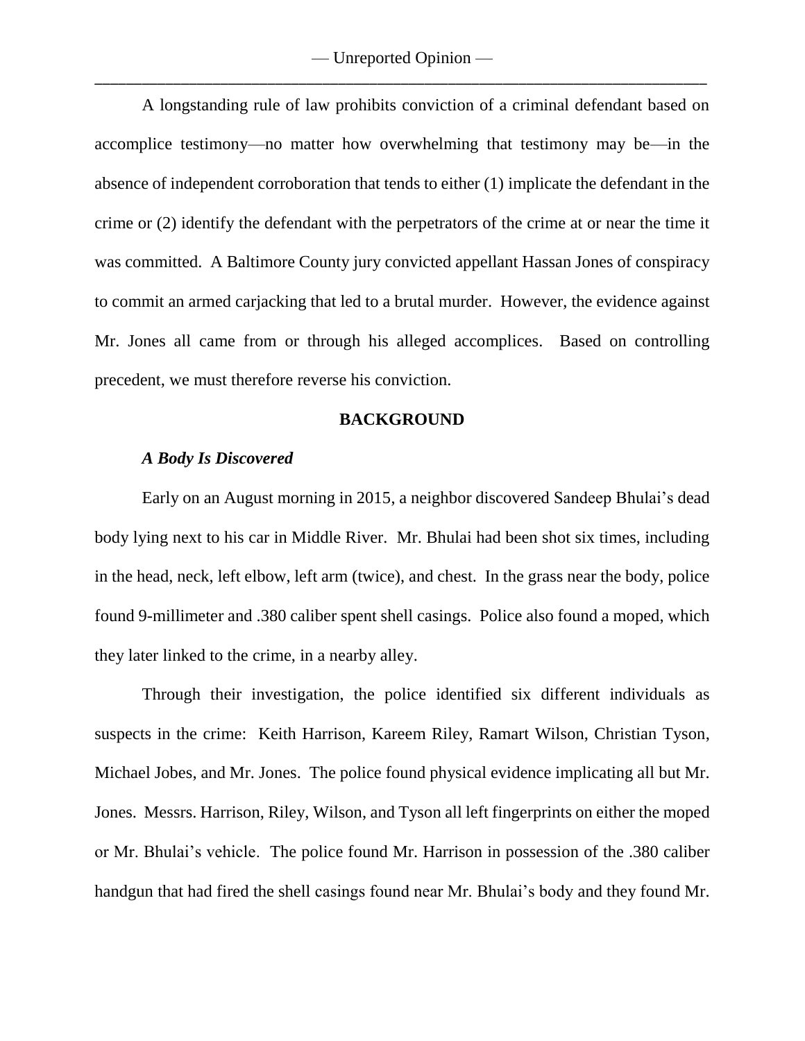A longstanding rule of law prohibits conviction of a criminal defendant based on accomplice testimony—no matter how overwhelming that testimony may be—in the absence of independent corroboration that tends to either (1) implicate the defendant in the crime or (2) identify the defendant with the perpetrators of the crime at or near the time it was committed. A Baltimore County jury convicted appellant Hassan Jones of conspiracy to commit an armed carjacking that led to a brutal murder. However, the evidence against Mr. Jones all came from or through his alleged accomplices. Based on controlling precedent, we must therefore reverse his conviction.

## BACKGROUND

### *A Body Is Discovered*

Early on an August morning in 2015, a neighbor discovered Sandeep Bhulai's dead body lying next to his car in Middle River. Mr. Bhulai had been shot six times, including in the head, neck, left elbow, left arm (twice), and chest. In the grass near the body, police found 9-millimeter and .380 caliber spent shell casings. Police also found a moped, which they later linked to the crime, in a nearby alley.

Through their investigation, the police identified six different individuals as suspects in the crime: Keith Harrison, Kareem Riley, Ramart Wilson, Christian Tyson, Michael Jobes, and Mr. Jones. The police found physical evidence implicating all but Mr. Jones. Messrs. Harrison, Riley, Wilson, and Tyson all left fingerprints on either the moped or Mr. Bhulai's vehicle. The police found Mr. Harrison in possession of the .380 caliber handgun that had fired the shell casings found near Mr. Bhulai's body and they found Mr.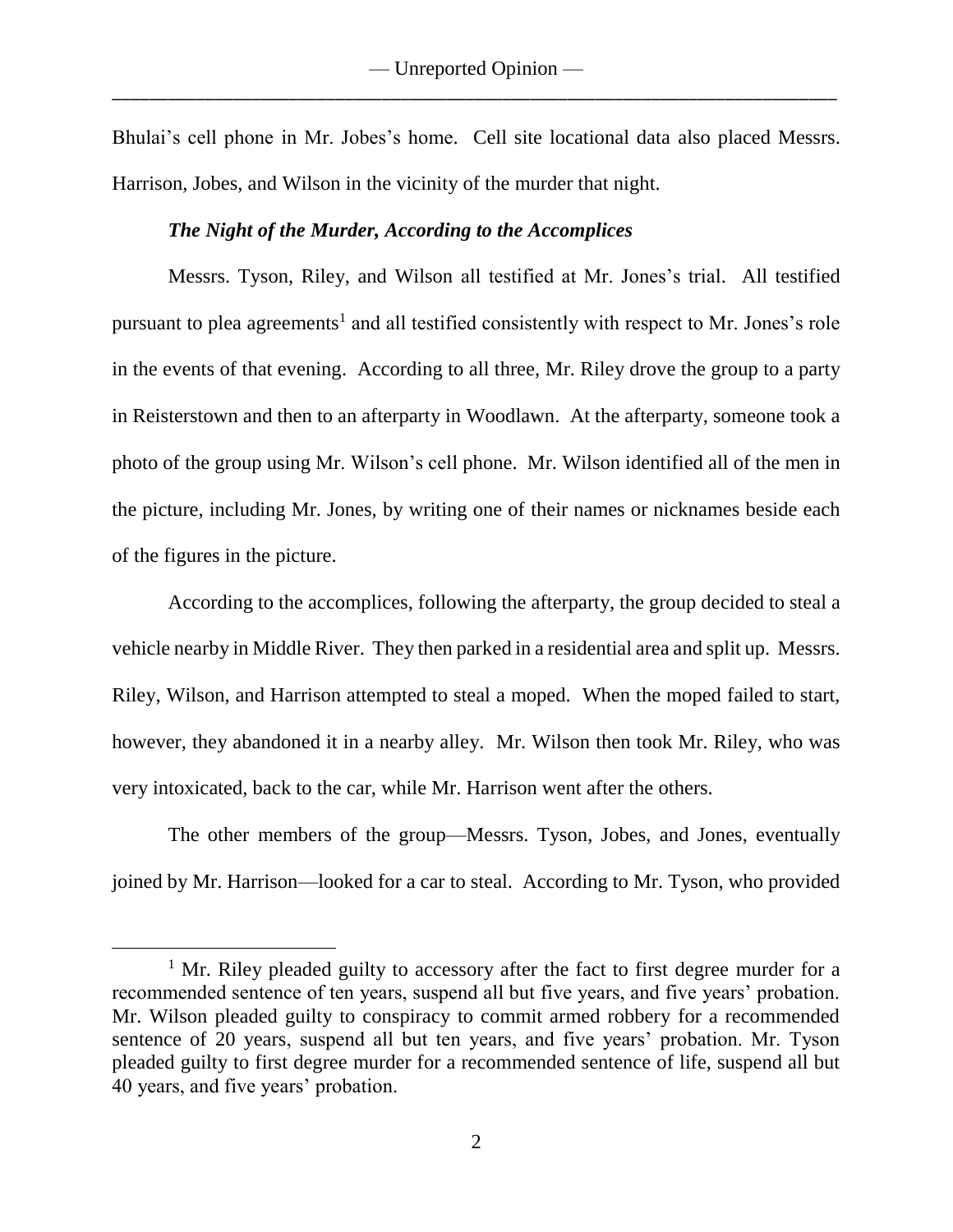Bhulai's cell phone in Mr. Jobes's home. Cell site locational data also placed Messrs. Harrison, Jobes, and Wilson in the vicinity of the murder that night.

### *The Night of the Murder, According to the Accomplices*

Messrs. Tyson, Riley, and Wilson all testified at Mr. Jones's trial. All testified pursuant to plea agreements[1] and all testified consistently with respect to Mr. Jones's role in the events of that evening. According to all three, Mr. Riley drove the group to a party in Reisterstown and then to an afterparty in Woodlawn. At the afterparty, someone took a photo of the group using Mr. Wilson's cell phone. Mr. Wilson identified all of the men in the picture, including Mr. Jones, by writing one of their names or nicknames beside each of the figures in the picture.

According to the accomplices, following the afterparty, the group decided to steal a vehicle nearby in Middle River. They then parked in a residential area and split up. Messrs. Riley, Wilson, and Harrison attempted to steal a moped. When the moped failed to start, however, they abandoned it in a nearby alley. Mr. Wilson then took Mr. Riley, who was very intoxicated, back to the car, while Mr. Harrison went after the others.

The other members of the group—Messrs. Tyson, Jobes, and Jones, eventually joined by Mr. Harrison—looked for a car to steal. According to Mr. Tyson, who provided

---

[1] Mr. Riley pleaded guilty to accessory after the fact to first degree murder for a recommended sentence of ten years, suspend all but five years, and five years' probation. Mr. Wilson pleaded guilty to conspiracy to commit armed robbery for a recommended sentence of 20 years, suspend all but ten years, and five years' probation. Mr. Tyson pleaded guilty to first degree murder for a recommended sentence of life, suspend all but 40 years, and five years' probation.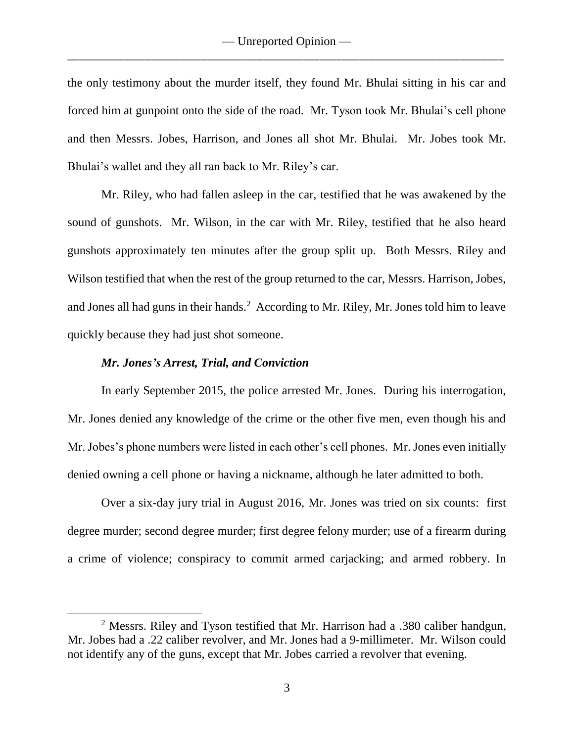the only testimony about the murder itself, they found Mr. Bhulai sitting in his car and forced him at gunpoint onto the side of the road. Mr. Tyson took Mr. Bhulai's cell phone and then Messrs. Jobes, Harrison, and Jones all shot Mr. Bhulai. Mr. Jobes took Mr. Bhulai's wallet and they all ran back to Mr. Riley's car.

Mr. Riley, who had fallen asleep in the car, testified that he was awakened by the sound of gunshots. Mr. Wilson, in the car with Mr. Riley, testified that he also heard gunshots approximately ten minutes after the group split up. Both Messrs. Riley and Wilson testified that when the rest of the group returned to the car, Messrs. Harrison, Jobes, and Jones all had guns in their hands.[2] According to Mr. Riley, Mr. Jones told him to leave quickly because they had just shot someone.

***Mr. Jones's Arrest, Trial, and Conviction***

In early September 2015, the police arrested Mr. Jones. During his interrogation, Mr. Jones denied any knowledge of the crime or the other five men, even though his and Mr. Jobes's phone numbers were listed in each other's cell phones. Mr. Jones even initially denied owning a cell phone or having a nickname, although he later admitted to both.

Over a six-day jury trial in August 2016, Mr. Jones was tried on six counts: first degree murder; second degree murder; first degree felony murder; use of a firearm during a crime of violence; conspiracy to commit armed carjacking; and armed robbery. In

---

[2] Messrs. Riley and Tyson testified that Mr. Harrison had a .380 caliber handgun, Mr. Jobes had a .22 caliber revolver, and Mr. Jones had a 9-millimeter. Mr. Wilson could not identify any of the guns, except that Mr. Jobes carried a revolver that evening.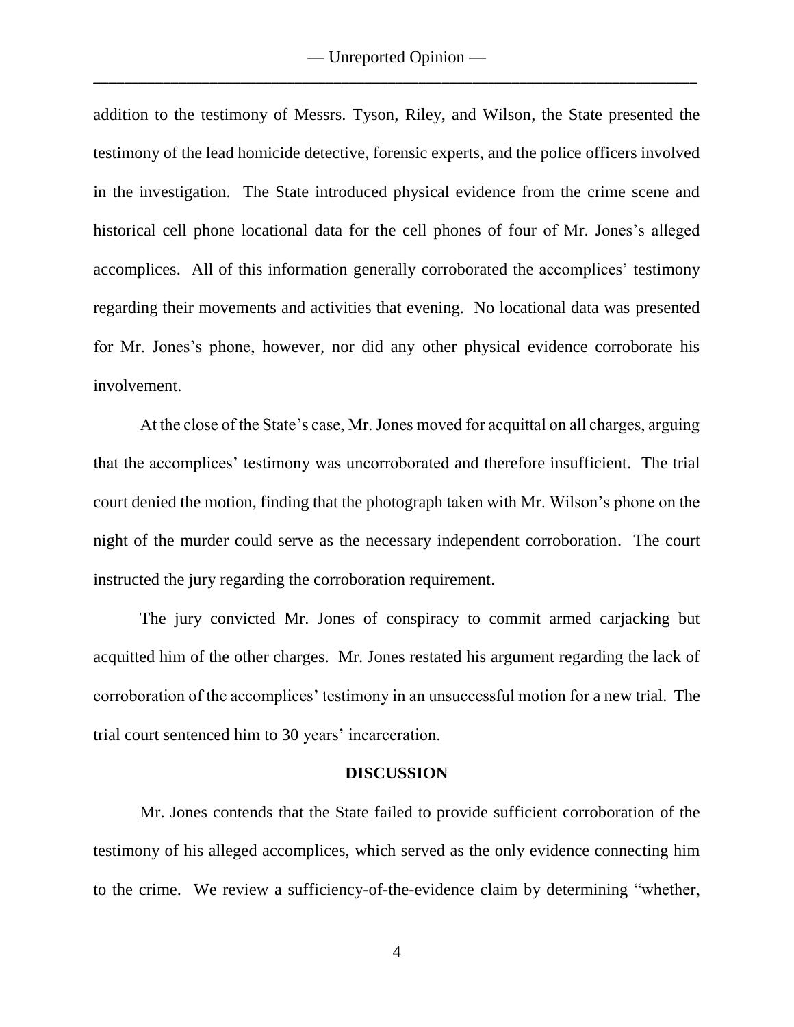addition to the testimony of Messrs. Tyson, Riley, and Wilson, the State presented the testimony of the lead homicide detective, forensic experts, and the police officers involved in the investigation. The State introduced physical evidence from the crime scene and historical cell phone locational data for the cell phones of four of Mr. Jones's alleged accomplices. All of this information generally corroborated the accomplices' testimony regarding their movements and activities that evening. No locational data was presented for Mr. Jones's phone, however, nor did any other physical evidence corroborate his involvement.

At the close of the State's case, Mr. Jones moved for acquittal on all charges, arguing that the accomplices' testimony was uncorroborated and therefore insufficient. The trial court denied the motion, finding that the photograph taken with Mr. Wilson's phone on the night of the murder could serve as the necessary independent corroboration. The court instructed the jury regarding the corroboration requirement.

The jury convicted Mr. Jones of conspiracy to commit armed carjacking but acquitted him of the other charges. Mr. Jones restated his argument regarding the lack of corroboration of the accomplices' testimony in an unsuccessful motion for a new trial. The trial court sentenced him to 30 years' incarceration.

## DISCUSSION

Mr. Jones contends that the State failed to provide sufficient corroboration of the testimony of his alleged accomplices, which served as the only evidence connecting him to the crime. We review a sufficiency-of-the-evidence claim by determining "whether,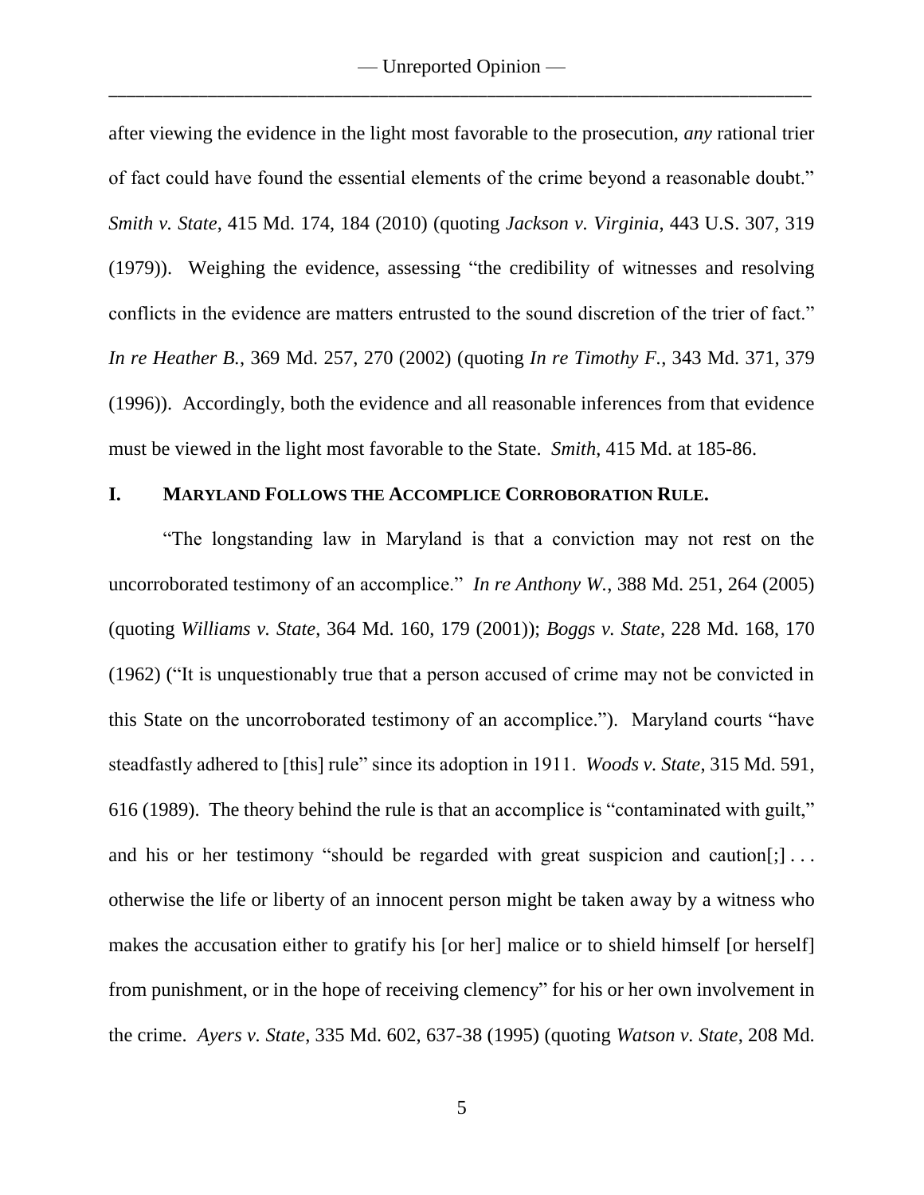after viewing the evidence in the light most favorable to the prosecution, *any* rational trier of fact could have found the essential elements of the crime beyond a reasonable doubt." *Smith v. State*, 415 Md. 174, 184 (2010) (quoting *Jackson v. Virginia*, 443 U.S. 307, 319 (1979)). Weighing the evidence, assessing "the credibility of witnesses and resolving conflicts in the evidence are matters entrusted to the sound discretion of the trier of fact." *In re Heather B.*, 369 Md. 257, 270 (2002) (quoting *In re Timothy F.*, 343 Md. 371, 379 (1996)). Accordingly, both the evidence and all reasonable inferences from that evidence must be viewed in the light most favorable to the State. *Smith*, 415 Md. at 185-86.

## I. MARYLAND FOLLOWS THE ACCOMPLICE CORROBORATION RULE.

"The longstanding law in Maryland is that a conviction may not rest on the uncorroborated testimony of an accomplice." *In re Anthony W.*, 388 Md. 251, 264 (2005) (quoting *Williams v. State*, 364 Md. 160, 179 (2001)); *Boggs v. State*, 228 Md. 168, 170 (1962) ("It is unquestionably true that a person accused of crime may not be convicted in this State on the uncorroborated testimony of an accomplice."). Maryland courts "have steadfastly adhered to [this] rule" since its adoption in 1911. *Woods v. State*, 315 Md. 591, 616 (1989). The theory behind the rule is that an accomplice is "contaminated with guilt," and his or her testimony "should be regarded with great suspicion and caution[;] . . . otherwise the life or liberty of an innocent person might be taken away by a witness who makes the accusation either to gratify his [or her] malice or to shield himself [or herself] from punishment, or in the hope of receiving clemency" for his or her own involvement in the crime. *Ayers v. State*, 335 Md. 602, 637-38 (1995) (quoting *Watson v. State*, 208 Md.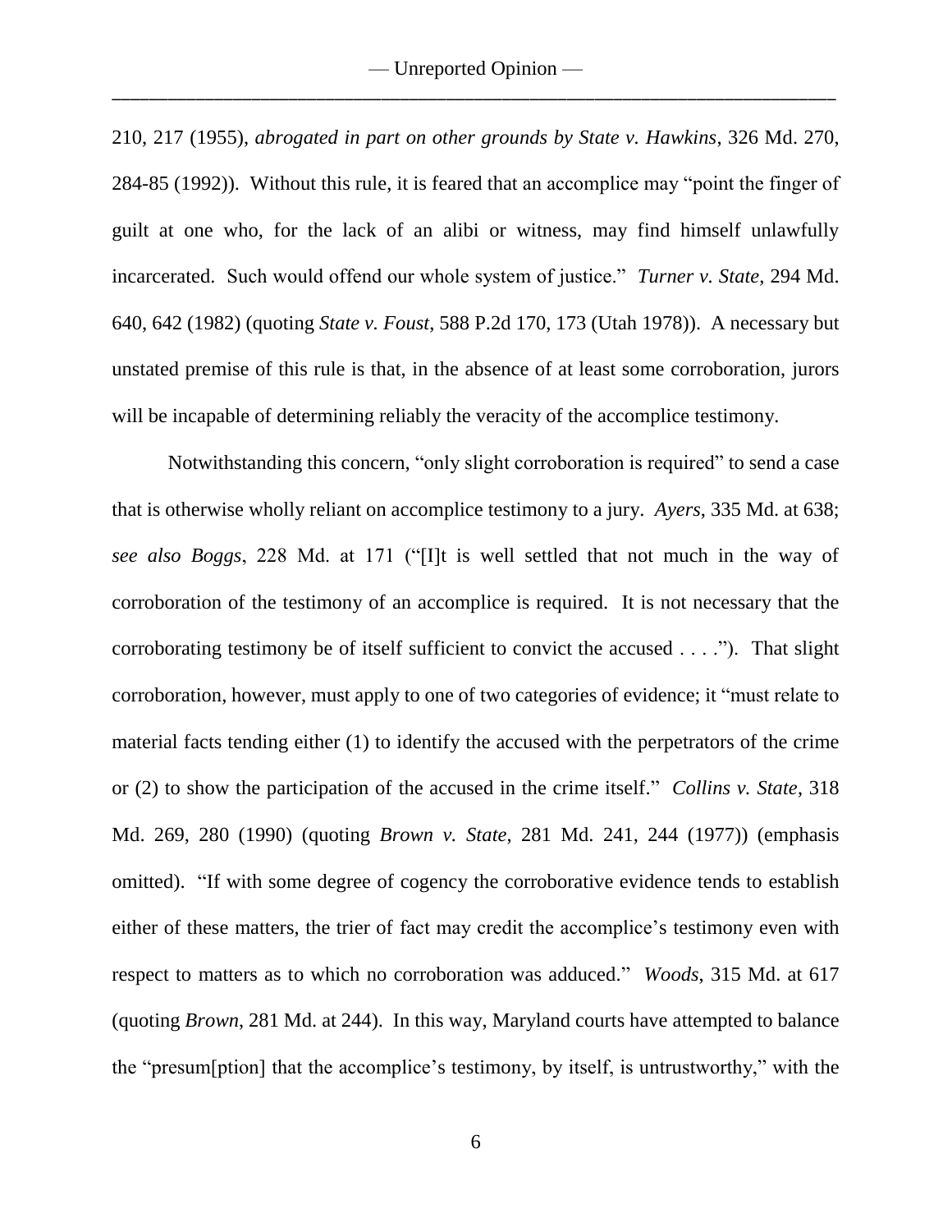210, 217 (1955), *abrogated in part on other grounds by State v. Hawkins*, 326 Md. 270, 284-85 (1992)). Without this rule, it is feared that an accomplice may "point the finger of guilt at one who, for the lack of an alibi or witness, may find himself unlawfully incarcerated. Such would offend our whole system of justice." *Turner v. State*, 294 Md. 640, 642 (1982) (quoting *State v. Foust*, 588 P.2d 170, 173 (Utah 1978)). A necessary but unstated premise of this rule is that, in the absence of at least some corroboration, jurors will be incapable of determining reliably the veracity of the accomplice testimony.

Notwithstanding this concern, "only slight corroboration is required" to send a case that is otherwise wholly reliant on accomplice testimony to a jury. *Ayers*, 335 Md. at 638; *see also Boggs*, 228 Md. at 171 ("[I]t is well settled that not much in the way of corroboration of the testimony of an accomplice is required. It is not necessary that the corroborating testimony be of itself sufficient to convict the accused . . . ."). That slight corroboration, however, must apply to one of two categories of evidence; it "must relate to material facts tending either (1) to identify the accused with the perpetrators of the crime or (2) to show the participation of the accused in the crime itself." *Collins v. State*, 318 Md. 269, 280 (1990) (quoting *Brown v. State*, 281 Md. 241, 244 (1977)) (emphasis omitted). "If with some degree of cogency the corroborative evidence tends to establish either of these matters, the trier of fact may credit the accomplice's testimony even with respect to matters as to which no corroboration was adduced." *Woods*, 315 Md. at 617 (quoting *Brown*, 281 Md. at 244). In this way, Maryland courts have attempted to balance the "presum[ption] that the accomplice's testimony, by itself, is untrustworthy," with the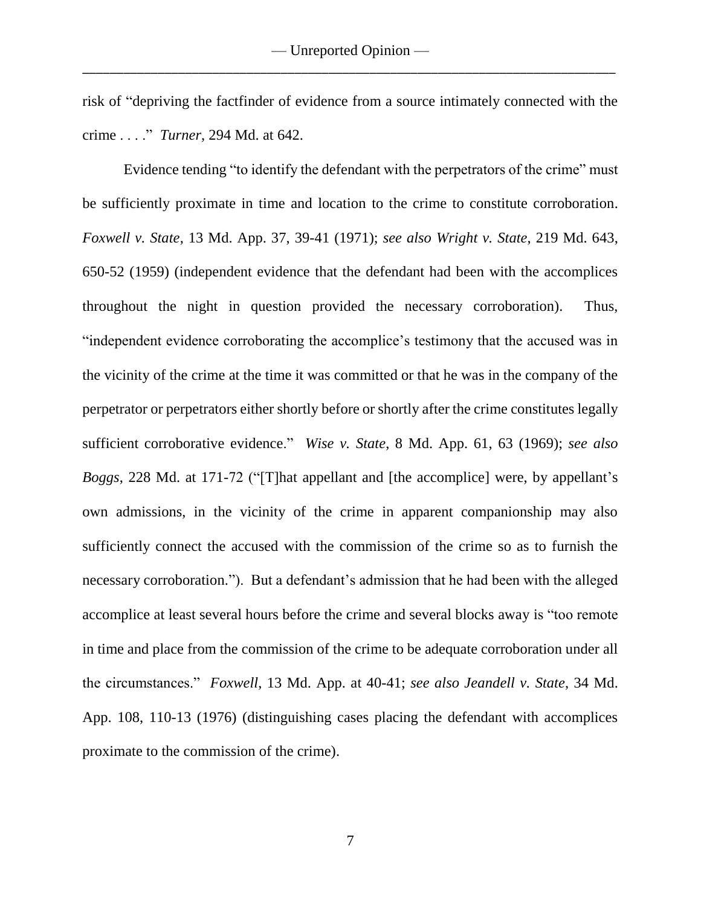risk of "depriving the factfinder of evidence from a source intimately connected with the crime . . . ." *Turner*, 294 Md. at 642.

Evidence tending "to identify the defendant with the perpetrators of the crime" must be sufficiently proximate in time and location to the crime to constitute corroboration. *Foxwell v. State*, 13 Md. App. 37, 39-41 (1971); *see also Wright v. State*, 219 Md. 643, 650-52 (1959) (independent evidence that the defendant had been with the accomplices throughout the night in question provided the necessary corroboration). Thus, "independent evidence corroborating the accomplice's testimony that the accused was in the vicinity of the crime at the time it was committed or that he was in the company of the perpetrator or perpetrators either shortly before or shortly after the crime constitutes legally sufficient corroborative evidence." *Wise v. State*, 8 Md. App. 61, 63 (1969); *see also Boggs*, 228 Md. at 171-72 ("[T]hat appellant and [the accomplice] were, by appellant's own admissions, in the vicinity of the crime in apparent companionship may also sufficiently connect the accused with the commission of the crime so as to furnish the necessary corroboration."). But a defendant's admission that he had been with the alleged accomplice at least several hours before the crime and several blocks away is "too remote in time and place from the commission of the crime to be adequate corroboration under all the circumstances." *Foxwell*, 13 Md. App. at 40-41; *see also Jeandell v. State*, 34 Md. App. 108, 110-13 (1976) (distinguishing cases placing the defendant with accomplices proximate to the commission of the crime).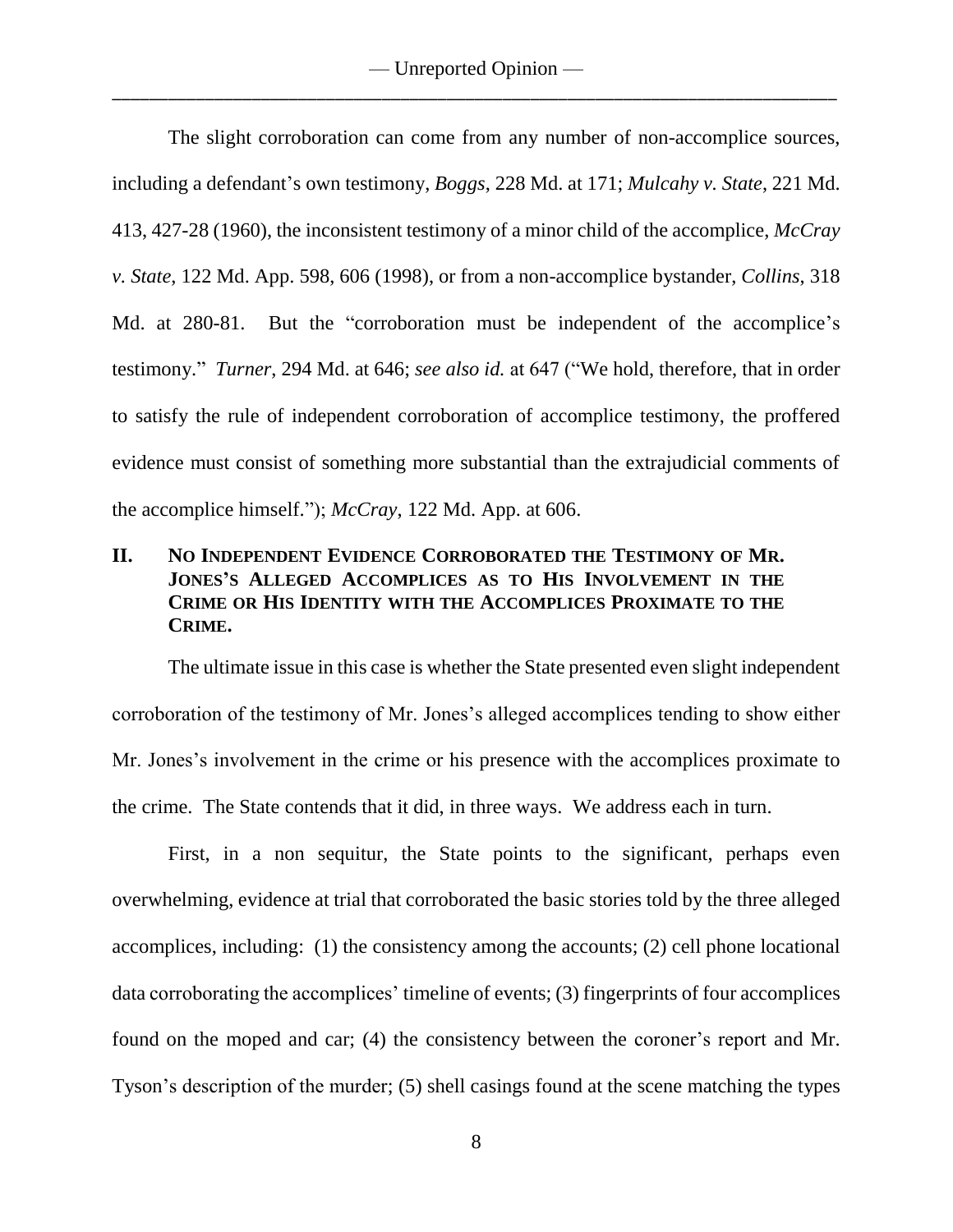The slight corroboration can come from any number of non-accomplice sources, including a defendant's own testimony, *Boggs*, 228 Md. at 171; *Mulcahy v. State*, 221 Md. 413, 427-28 (1960), the inconsistent testimony of a minor child of the accomplice, *McCray v. State*, 122 Md. App. 598, 606 (1998), or from a non-accomplice bystander, *Collins*, 318 Md. at 280-81. But the "corroboration must be independent of the accomplice's testimony." *Turner*, 294 Md. at 646; *see also id.* at 647 ("We hold, therefore, that in order to satisfy the rule of independent corroboration of accomplice testimony, the proffered evidence must consist of something more substantial than the extrajudicial comments of the accomplice himself."); *McCray*, 122 Md. App. at 606.

## II. No Independent Evidence Corroborated the Testimony of Mr. Jones's Alleged Accomplices as to His Involvement in the Crime or His Identity with the Accomplices Proximate to the Crime.

The ultimate issue in this case is whether the State presented even slight independent corroboration of the testimony of Mr. Jones's alleged accomplices tending to show either Mr. Jones's involvement in the crime or his presence with the accomplices proximate to the crime. The State contends that it did, in three ways. We address each in turn.

First, in a non sequitur, the State points to the significant, perhaps even overwhelming, evidence at trial that corroborated the basic stories told by the three alleged accomplices, including: (1) the consistency among the accounts; (2) cell phone locational data corroborating the accomplices' timeline of events; (3) fingerprints of four accomplices found on the moped and car; (4) the consistency between the coroner's report and Mr. Tyson's description of the murder; (5) shell casings found at the scene matching the types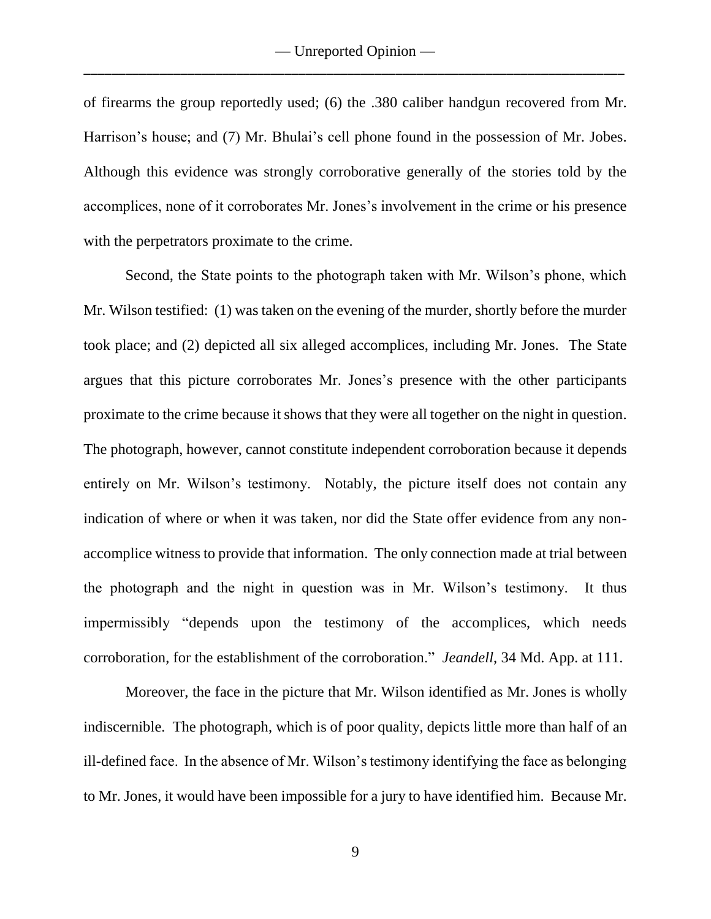of firearms the group reportedly used; (6) the .380 caliber handgun recovered from Mr. Harrison's house; and (7) Mr. Bhulai's cell phone found in the possession of Mr. Jobes. Although this evidence was strongly corroborative generally of the stories told by the accomplices, none of it corroborates Mr. Jones's involvement in the crime or his presence with the perpetrators proximate to the crime.

Second, the State points to the photograph taken with Mr. Wilson's phone, which Mr. Wilson testified: (1) was taken on the evening of the murder, shortly before the murder took place; and (2) depicted all six alleged accomplices, including Mr. Jones. The State argues that this picture corroborates Mr. Jones's presence with the other participants proximate to the crime because it shows that they were all together on the night in question. The photograph, however, cannot constitute independent corroboration because it depends entirely on Mr. Wilson's testimony. Notably, the picture itself does not contain any indication of where or when it was taken, nor did the State offer evidence from any non-accomplice witness to provide that information. The only connection made at trial between the photograph and the night in question was in Mr. Wilson's testimony. It thus impermissibly "depends upon the testimony of the accomplices, which needs corroboration, for the establishment of the corroboration." *Jeandell*, 34 Md. App. at 111.

Moreover, the face in the picture that Mr. Wilson identified as Mr. Jones is wholly indiscernible. The photograph, which is of poor quality, depicts little more than half of an ill-defined face. In the absence of Mr. Wilson's testimony identifying the face as belonging to Mr. Jones, it would have been impossible for a jury to have identified him. Because Mr.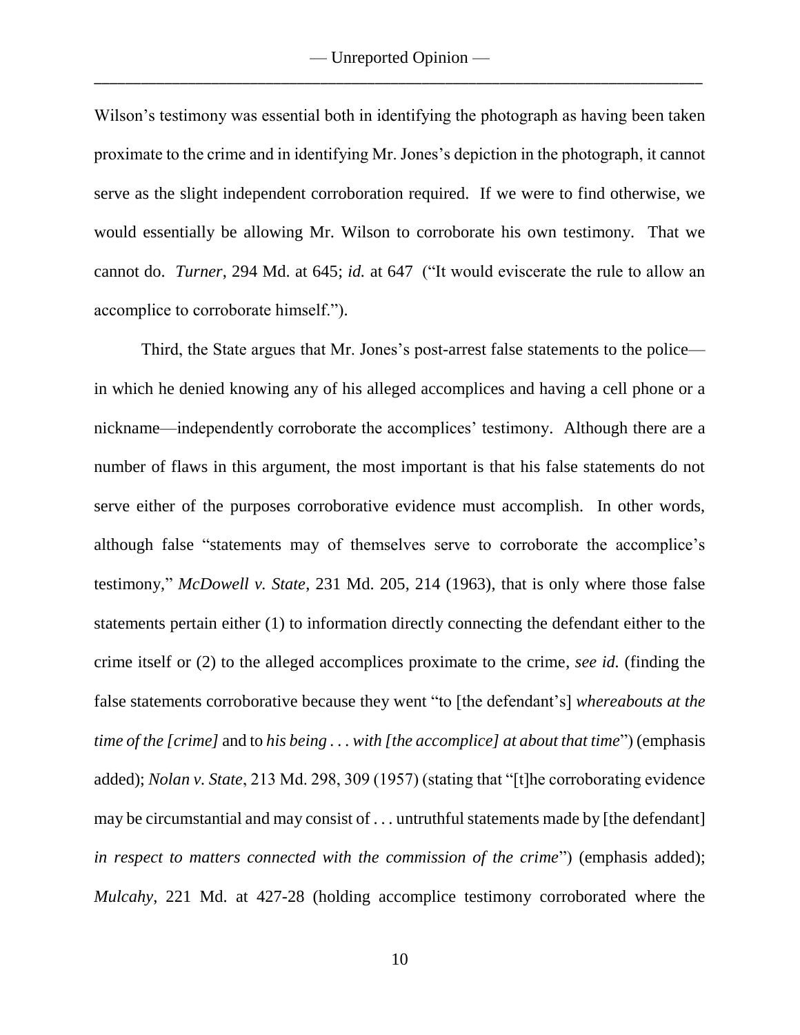Wilson's testimony was essential both in identifying the photograph as having been taken proximate to the crime and in identifying Mr. Jones's depiction in the photograph, it cannot serve as the slight independent corroboration required. If we were to find otherwise, we would essentially be allowing Mr. Wilson to corroborate his own testimony. That we cannot do. *Turner*, 294 Md. at 645; *id.* at 647 ("It would eviscerate the rule to allow an accomplice to corroborate himself.").

Third, the State argues that Mr. Jones's post-arrest false statements to the police—in which he denied knowing any of his alleged accomplices and having a cell phone or a nickname—independently corroborate the accomplices' testimony. Although there are a number of flaws in this argument, the most important is that his false statements do not serve either of the purposes corroborative evidence must accomplish. In other words, although false "statements may of themselves serve to corroborate the accomplice's testimony," *McDowell v. State*, 231 Md. 205, 214 (1963), that is only where those false statements pertain either (1) to information directly connecting the defendant either to the crime itself or (2) to the alleged accomplices proximate to the crime, *see id.* (finding the false statements corroborative because they went "to [the defendant's] *whereabouts at the time of the [crime]* and to *his being . . . with [the accomplice] at about that time*") (emphasis added); *Nolan v. State*, 213 Md. 298, 309 (1957) (stating that "[t]he corroborating evidence may be circumstantial and may consist of . . . untruthful statements made by [the defendant] *in respect to matters connected with the commission of the crime*") (emphasis added); *Mulcahy*, 221 Md. at 427-28 (holding accomplice testimony corroborated where the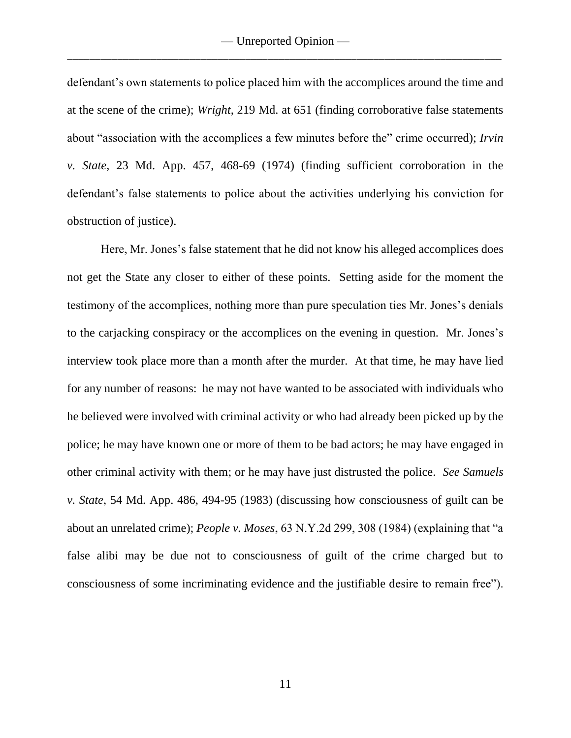defendant's own statements to police placed him with the accomplices around the time and at the scene of the crime); *Wright*, 219 Md. at 651 (finding corroborative false statements about "association with the accomplices a few minutes before the" crime occurred); *Irvin v. State*, 23 Md. App. 457, 468-69 (1974) (finding sufficient corroboration in the defendant's false statements to police about the activities underlying his conviction for obstruction of justice).

Here, Mr. Jones's false statement that he did not know his alleged accomplices does not get the State any closer to either of these points. Setting aside for the moment the testimony of the accomplices, nothing more than pure speculation ties Mr. Jones's denials to the carjacking conspiracy or the accomplices on the evening in question. Mr. Jones's interview took place more than a month after the murder. At that time, he may have lied for any number of reasons: he may not have wanted to be associated with individuals who he believed were involved with criminal activity or who had already been picked up by the police; he may have known one or more of them to be bad actors; he may have engaged in other criminal activity with them; or he may have just distrusted the police. *See Samuels v. State*, 54 Md. App. 486, 494-95 (1983) (discussing how consciousness of guilt can be about an unrelated crime); *People v. Moses*, 63 N.Y.2d 299, 308 (1984) (explaining that "a false alibi may be due not to consciousness of guilt of the crime charged but to consciousness of some incriminating evidence and the justifiable desire to remain free").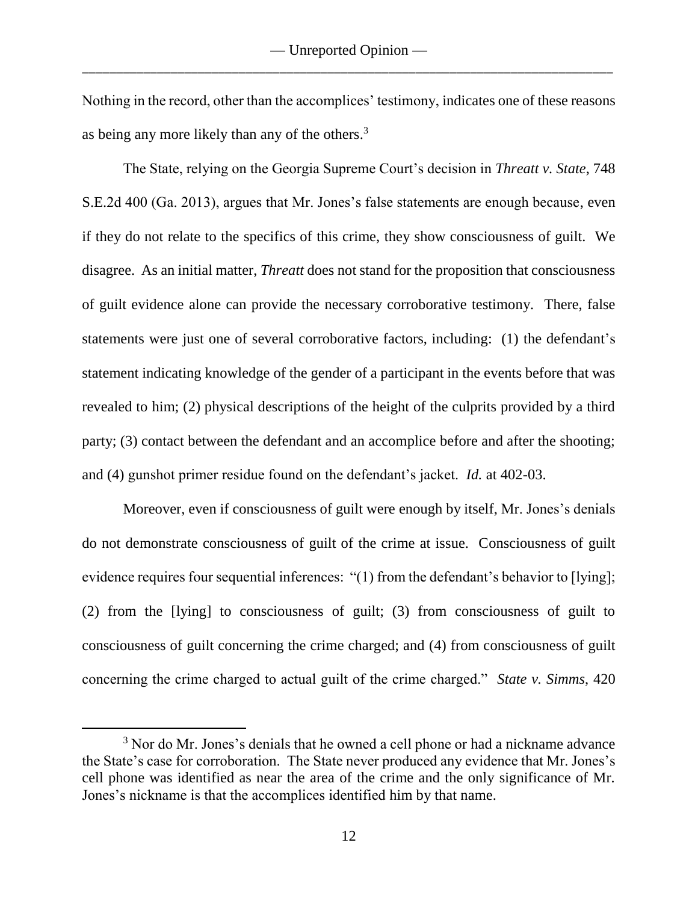Nothing in the record, other than the accomplices' testimony, indicates one of these reasons as being any more likely than any of the others.[3]

The State, relying on the Georgia Supreme Court's decision in *Threatt v. State*, 748 S.E.2d 400 (Ga. 2013), argues that Mr. Jones's false statements are enough because, even if they do not relate to the specifics of this crime, they show consciousness of guilt. We disagree. As an initial matter, *Threatt* does not stand for the proposition that consciousness of guilt evidence alone can provide the necessary corroborative testimony. There, false statements were just one of several corroborative factors, including: (1) the defendant's statement indicating knowledge of the gender of a participant in the events before that was revealed to him; (2) physical descriptions of the height of the culprits provided by a third party; (3) contact between the defendant and an accomplice before and after the shooting; and (4) gunshot primer residue found on the defendant's jacket. *Id.* at 402-03.

Moreover, even if consciousness of guilt were enough by itself, Mr. Jones's denials do not demonstrate consciousness of guilt of the crime at issue. Consciousness of guilt evidence requires four sequential inferences: "(1) from the defendant's behavior to [lying]; (2) from the [lying] to consciousness of guilt; (3) from consciousness of guilt to consciousness of guilt concerning the crime charged; and (4) from consciousness of guilt concerning the crime charged to actual guilt of the crime charged." *State v. Simms*, 420

---

[3] Nor do Mr. Jones's denials that he owned a cell phone or had a nickname advance the State's case for corroboration. The State never produced any evidence that Mr. Jones's cell phone was identified as near the area of the crime and the only significance of Mr. Jones's nickname is that the accomplices identified him by that name.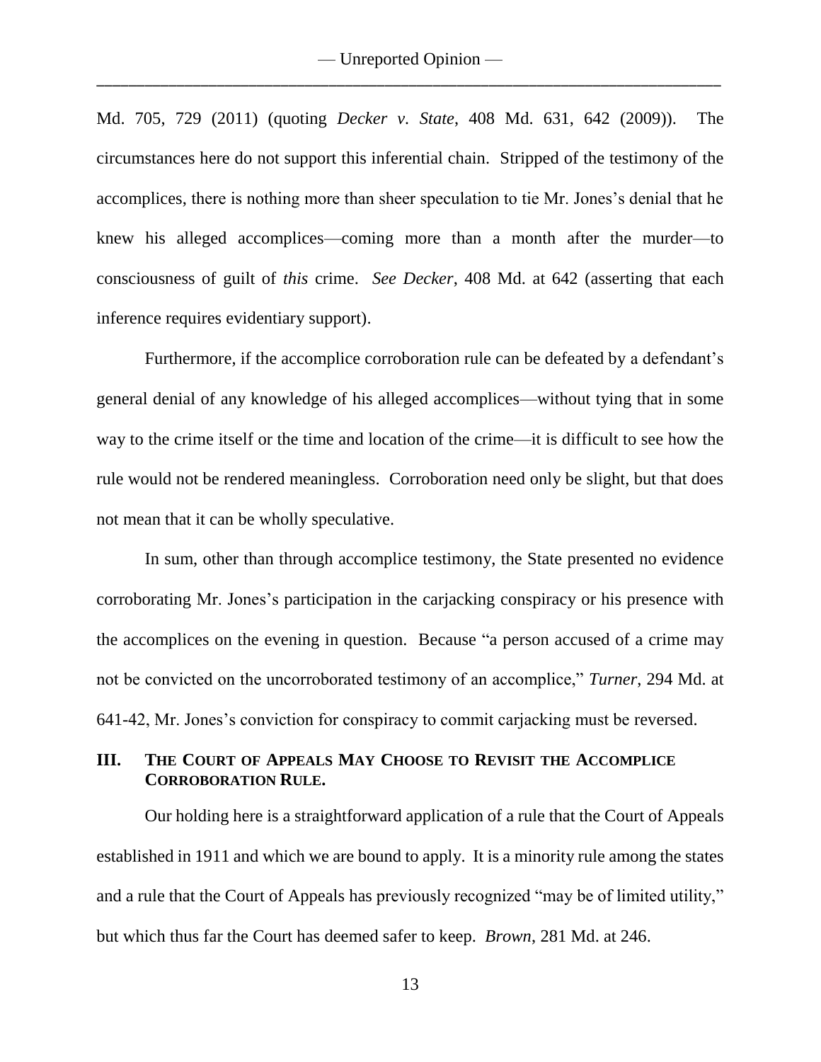Md. 705, 729 (2011) (quoting *Decker v. State*, 408 Md. 631, 642 (2009)). The circumstances here do not support this inferential chain. Stripped of the testimony of the accomplices, there is nothing more than sheer speculation to tie Mr. Jones's denial that he knew his alleged accomplices—coming more than a month after the murder—to consciousness of guilt of *this* crime. *See Decker*, 408 Md. at 642 (asserting that each inference requires evidentiary support).

Furthermore, if the accomplice corroboration rule can be defeated by a defendant's general denial of any knowledge of his alleged accomplices—without tying that in some way to the crime itself or the time and location of the crime—it is difficult to see how the rule would not be rendered meaningless. Corroboration need only be slight, but that does not mean that it can be wholly speculative.

In sum, other than through accomplice testimony, the State presented no evidence corroborating Mr. Jones's participation in the carjacking conspiracy or his presence with the accomplices on the evening in question. Because "a person accused of a crime may not be convicted on the uncorroborated testimony of an accomplice," *Turner*, 294 Md. at 641-42, Mr. Jones's conviction for conspiracy to commit carjacking must be reversed.

## III. The Court of Appeals May Choose to Revisit the Accomplice Corroboration Rule.

Our holding here is a straightforward application of a rule that the Court of Appeals established in 1911 and which we are bound to apply. It is a minority rule among the states and a rule that the Court of Appeals has previously recognized "may be of limited utility," but which thus far the Court has deemed safer to keep. *Brown*, 281 Md. at 246.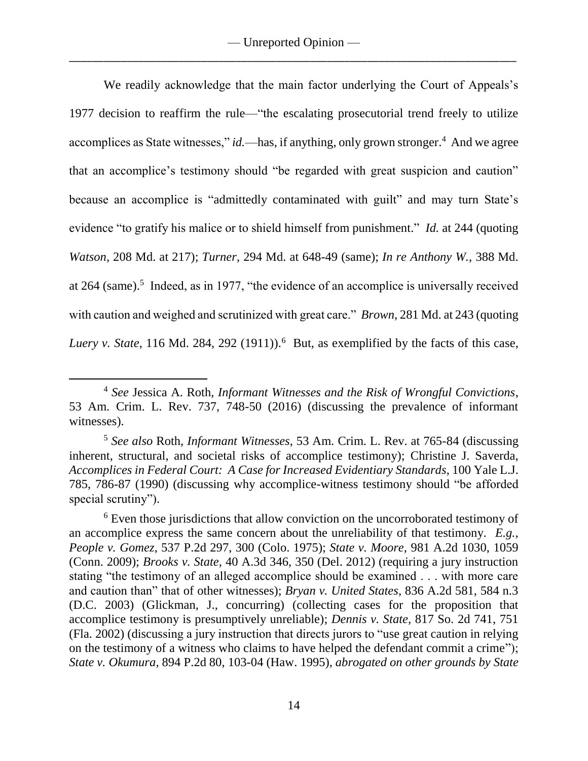We readily acknowledge that the main factor underlying the Court of Appeals's 1977 decision to reaffirm the rule—"the escalating prosecutorial trend freely to utilize accomplices as State witnesses," *id.*—has, if anything, only grown stronger.[4] And we agree that an accomplice's testimony should "be regarded with great suspicion and caution" because an accomplice is "admittedly contaminated with guilt" and may turn State's evidence "to gratify his malice or to shield himself from punishment." *Id.* at 244 (quoting *Watson*, 208 Md. at 217); *Turner*, 294 Md. at 648-49 (same); *In re Anthony W.*, 388 Md. at 264 (same).[5] Indeed, as in 1977, "the evidence of an accomplice is universally received with caution and weighed and scrutinized with great care." *Brown*, 281 Md. at 243 (quoting *Luery v. State*, 116 Md. 284, 292 (1911)).[6] But, as exemplified by the facts of this case,

---

[4] *See* Jessica A. Roth, *Informant Witnesses and the Risk of Wrongful Convictions*, 53 Am. Crim. L. Rev. 737, 748-50 (2016) (discussing the prevalence of informant witnesses).

[5] *See also* Roth, *Informant Witnesses*, 53 Am. Crim. L. Rev. at 765-84 (discussing inherent, structural, and societal risks of accomplice testimony); Christine J. Saverda, *Accomplices in Federal Court: A Case for Increased Evidentiary Standards*, 100 Yale L.J. 785, 786-87 (1990) (discussing why accomplice-witness testimony should "be afforded special scrutiny").

[6] Even those jurisdictions that allow conviction on the uncorroborated testimony of an accomplice express the same concern about the unreliability of that testimony. *E.g.*, *People v. Gomez*, 537 P.2d 297, 300 (Colo. 1975); *State v. Moore*, 981 A.2d 1030, 1059 (Conn. 2009); *Brooks v. State*, 40 A.3d 346, 350 (Del. 2012) (requiring a jury instruction stating "the testimony of an alleged accomplice should be examined . . . with more care and caution than" that of other witnesses); *Bryan v. United States*, 836 A.2d 581, 584 n.3 (D.C. 2003) (Glickman, J., concurring) (collecting cases for the proposition that accomplice testimony is presumptively unreliable); *Dennis v. State*, 817 So. 2d 741, 751 (Fla. 2002) (discussing a jury instruction that directs jurors to "use great caution in relying on the testimony of a witness who claims to have helped the defendant commit a crime"); *State v. Okumura*, 894 P.2d 80, 103-04 (Haw. 1995), *abrogated on other grounds by State*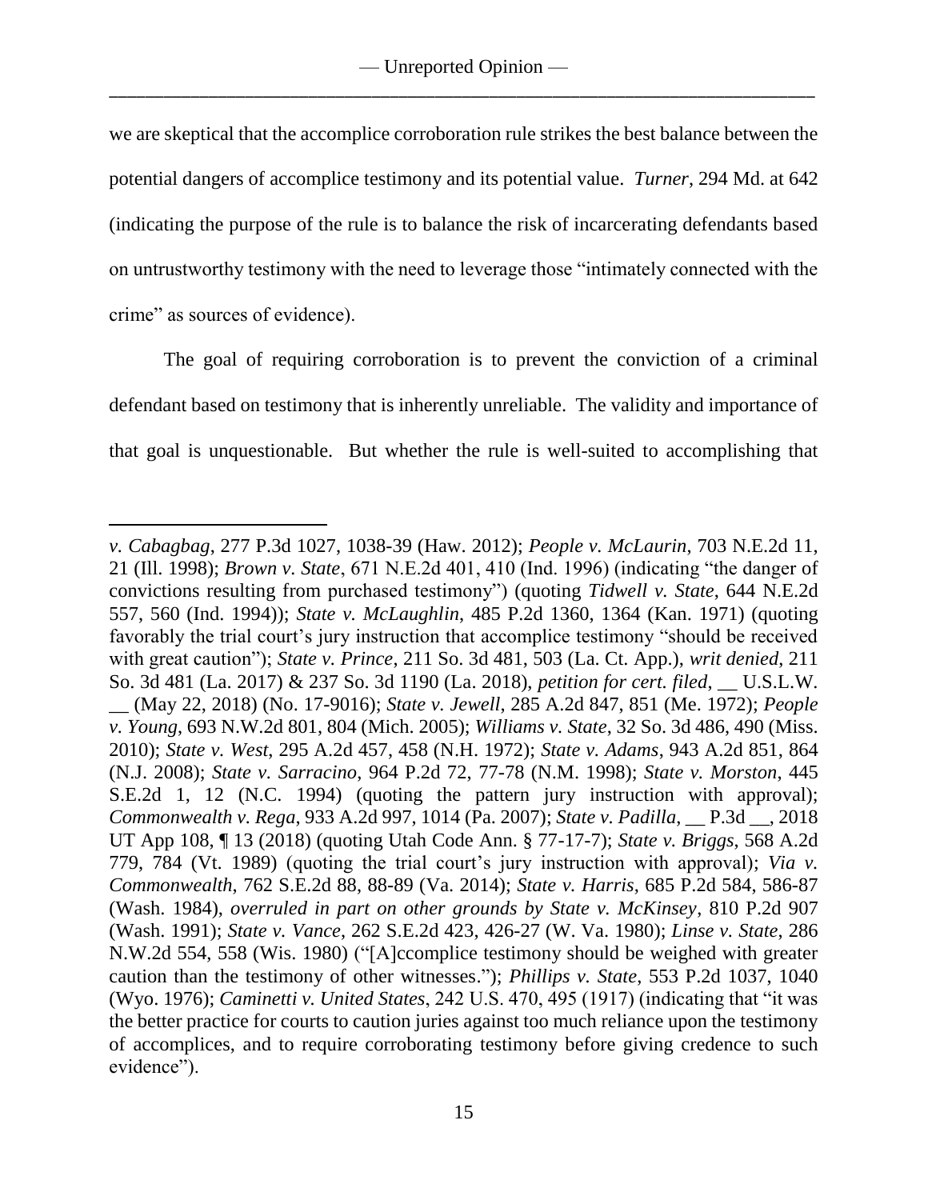we are skeptical that the accomplice corroboration rule strikes the best balance between the potential dangers of accomplice testimony and its potential value. *Turner*, 294 Md. at 642 (indicating the purpose of the rule is to balance the risk of incarcerating defendants based on untrustworthy testimony with the need to leverage those "intimately connected with the crime" as sources of evidence).

The goal of requiring corroboration is to prevent the conviction of a criminal defendant based on testimony that is inherently unreliable. The validity and importance of that goal is unquestionable. But whether the rule is well-suited to accomplishing that

---

*v. Cabagbag*, 277 P.3d 1027, 1038-39 (Haw. 2012); *People v. McLaurin*, 703 N.E.2d 11, 21 (Ill. 1998); *Brown v. State*, 671 N.E.2d 401, 410 (Ind. 1996) (indicating "the danger of convictions resulting from purchased testimony") (quoting *Tidwell v. State*, 644 N.E.2d 557, 560 (Ind. 1994)); *State v. McLaughlin*, 485 P.2d 1360, 1364 (Kan. 1971) (quoting favorably the trial court's jury instruction that accomplice testimony "should be received with great caution"); *State v. Prince*, 211 So. 3d 481, 503 (La. Ct. App.), *writ denied*, 211 So. 3d 481 (La. 2017) & 237 So. 3d 1190 (La. 2018), *petition for cert. filed*, __ U.S.L.W. __ (May 22, 2018) (No. 17-9016); *State v. Jewell*, 285 A.2d 847, 851 (Me. 1972); *People v. Young*, 693 N.W.2d 801, 804 (Mich. 2005); *Williams v. State*, 32 So. 3d 486, 490 (Miss. 2010); *State v. West*, 295 A.2d 457, 458 (N.H. 1972); *State v. Adams*, 943 A.2d 851, 864 (N.J. 2008); *State v. Sarracino*, 964 P.2d 72, 77-78 (N.M. 1998); *State v. Morston*, 445 S.E.2d 1, 12 (N.C. 1994) (quoting the pattern jury instruction with approval); *Commonwealth v. Rega*, 933 A.2d 997, 1014 (Pa. 2007); *State v. Padilla*, __ P.3d __, 2018 UT App 108, ¶ 13 (2018) (quoting Utah Code Ann. § 77-17-7); *State v. Briggs*, 568 A.2d 779, 784 (Vt. 1989) (quoting the trial court's jury instruction with approval); *Via v. Commonwealth*, 762 S.E.2d 88, 88-89 (Va. 2014); *State v. Harris*, 685 P.2d 584, 586-87 (Wash. 1984), *overruled in part on other grounds by State v. McKinsey*, 810 P.2d 907 (Wash. 1991); *State v. Vance*, 262 S.E.2d 423, 426-27 (W. Va. 1980); *Linse v. State*, 286 N.W.2d 554, 558 (Wis. 1980) ("[A]ccomplice testimony should be weighed with greater caution than the testimony of other witnesses."); *Phillips v. State*, 553 P.2d 1037, 1040 (Wyo. 1976); *Caminetti v. United States*, 242 U.S. 470, 495 (1917) (indicating that "it was the better practice for courts to caution juries against too much reliance upon the testimony of accomplices, and to require corroborating testimony before giving credence to such evidence").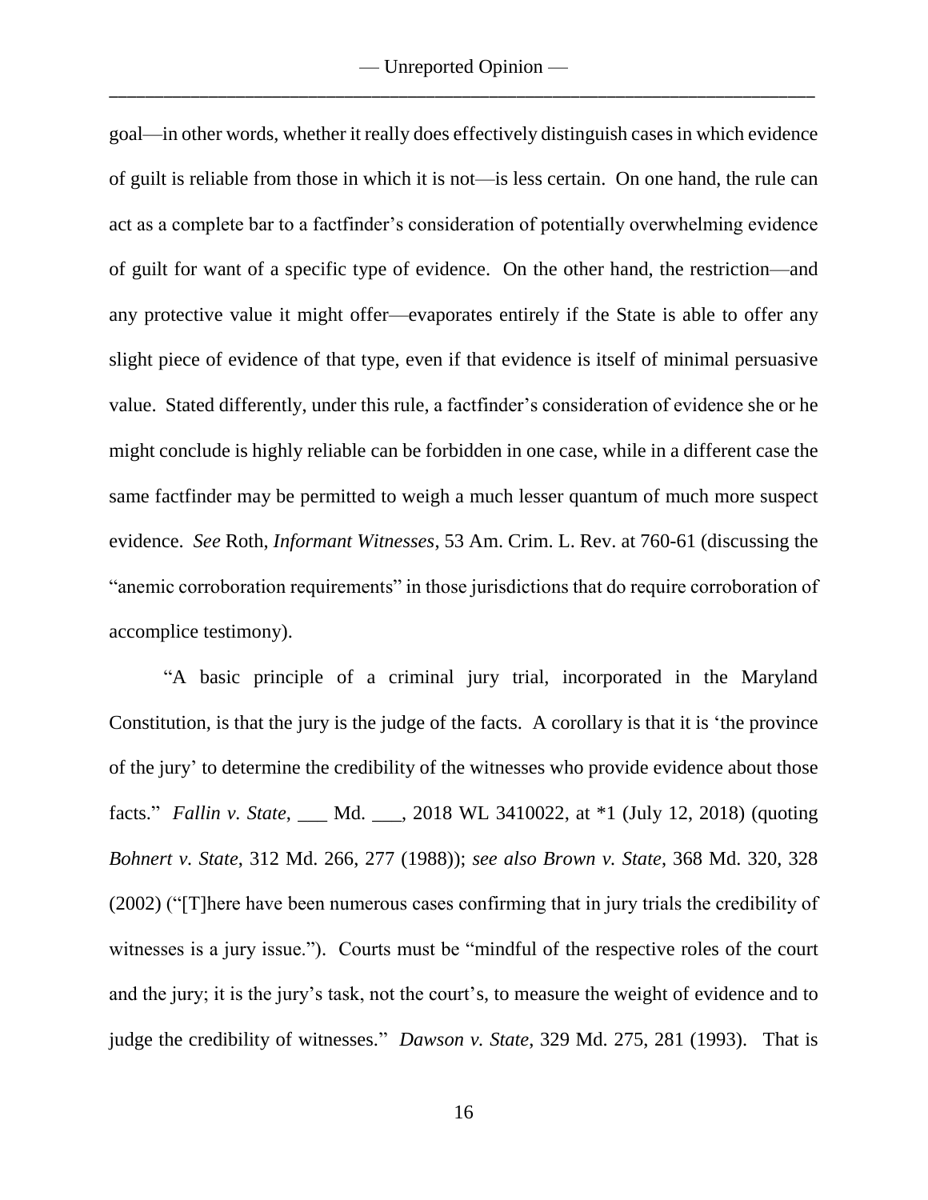goal—in other words, whether it really does effectively distinguish cases in which evidence of guilt is reliable from those in which it is not—is less certain. On one hand, the rule can act as a complete bar to a factfinder's consideration of potentially overwhelming evidence of guilt for want of a specific type of evidence. On the other hand, the restriction—and any protective value it might offer—evaporates entirely if the State is able to offer any slight piece of evidence of that type, even if that evidence is itself of minimal persuasive value. Stated differently, under this rule, a factfinder's consideration of evidence she or he might conclude is highly reliable can be forbidden in one case, while in a different case the same factfinder may be permitted to weigh a much lesser quantum of much more suspect evidence. *See* Roth, *Informant Witnesses*, 53 Am. Crim. L. Rev. at 760-61 (discussing the "anemic corroboration requirements" in those jurisdictions that do require corroboration of accomplice testimony).

"A basic principle of a criminal jury trial, incorporated in the Maryland Constitution, is that the jury is the judge of the facts. A corollary is that it is 'the province of the jury' to determine the credibility of the witnesses who provide evidence about those facts." *Fallin v. State*, ___ Md. ___, 2018 WL 3410022, at *1 (July 12, 2018) (quoting *Bohnert v. State*, 312 Md. 266, 277 (1988)); *see also Brown v. State*, 368 Md. 320, 328 (2002) ("[T]here have been numerous cases confirming that in jury trials the credibility of witnesses is a jury issue."). Courts must be "mindful of the respective roles of the court and the jury; it is the jury's task, not the court's, to measure the weight of evidence and to judge the credibility of witnesses." *Dawson v. State*, 329 Md. 275, 281 (1993). That is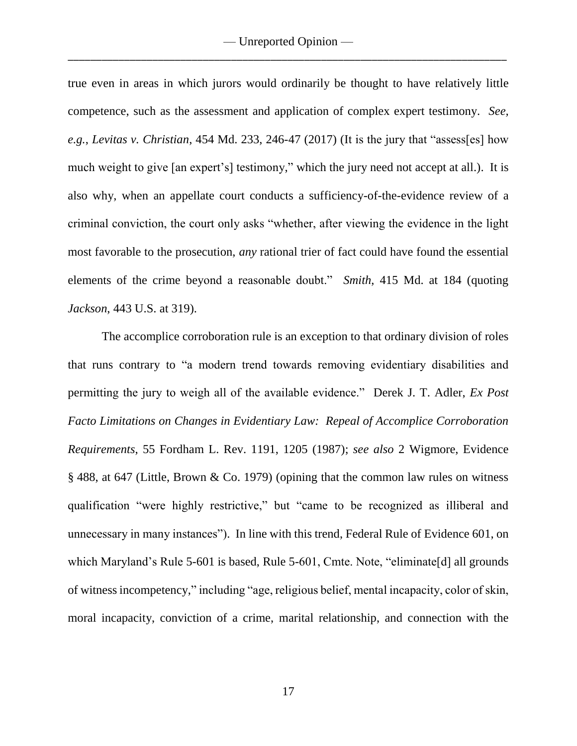true even in areas in which jurors would ordinarily be thought to have relatively little competence, such as the assessment and application of complex expert testimony. *See, e.g.*, *Levitas v. Christian*, 454 Md. 233, 246-47 (2017) (It is the jury that "assess[es] how much weight to give [an expert's] testimony," which the jury need not accept at all.). It is also why, when an appellate court conducts a sufficiency-of-the-evidence review of a criminal conviction, the court only asks "whether, after viewing the evidence in the light most favorable to the prosecution, *any* rational trier of fact could have found the essential elements of the crime beyond a reasonable doubt." *Smith*, 415 Md. at 184 (quoting *Jackson*, 443 U.S. at 319).

The accomplice corroboration rule is an exception to that ordinary division of roles that runs contrary to "a modern trend towards removing evidentiary disabilities and permitting the jury to weigh all of the available evidence." Derek J. T. Adler, *Ex Post Facto Limitations on Changes in Evidentiary Law: Repeal of Accomplice Corroboration Requirements*, 55 Fordham L. Rev. 1191, 1205 (1987); *see also* 2 Wigmore, Evidence § 488, at 647 (Little, Brown & Co. 1979) (opining that the common law rules on witness qualification "were highly restrictive," but "came to be recognized as illiberal and unnecessary in many instances"). In line with this trend, Federal Rule of Evidence 601, on which Maryland's Rule 5-601 is based, Rule 5-601, Cmte. Note, "eliminate[d] all grounds of witness incompetency," including "age, religious belief, mental incapacity, color of skin, moral incapacity, conviction of a crime, marital relationship, and connection with the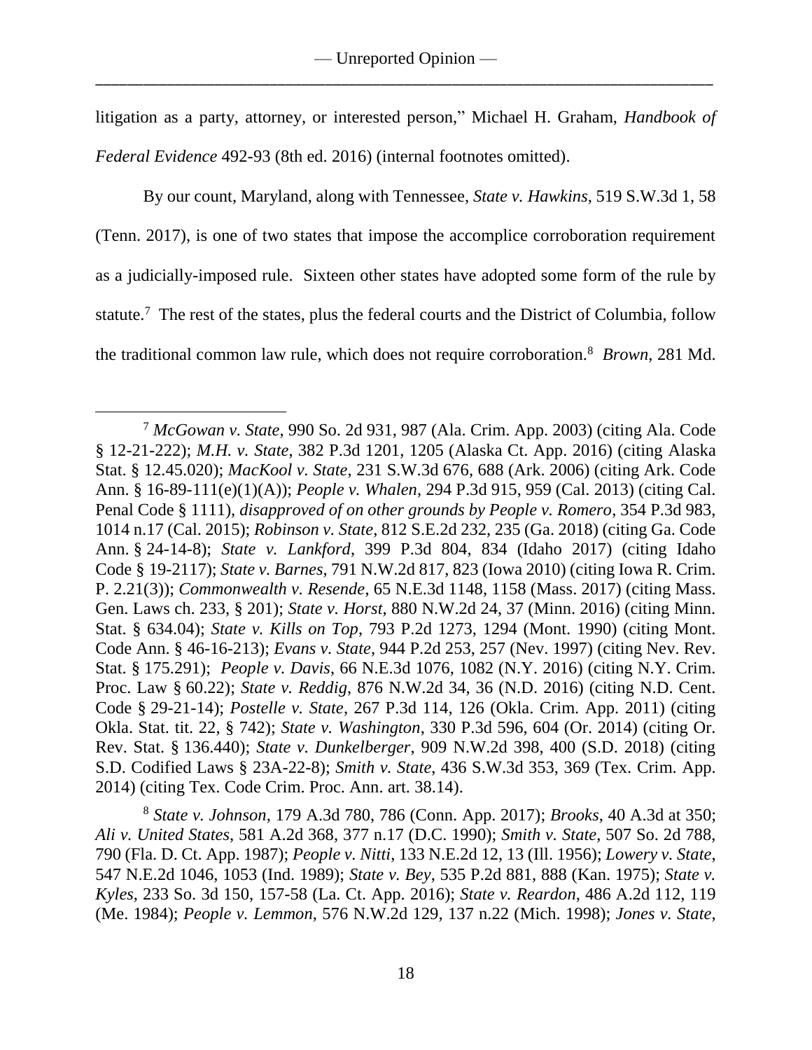litigation as a party, attorney, or interested person," Michael H. Graham, *Handbook of Federal Evidence* 492-93 (8th ed. 2016) (internal footnotes omitted).

By our count, Maryland, along with Tennessee, *State v. Hawkins*, 519 S.W.3d 1, 58 (Tenn. 2017), is one of two states that impose the accomplice corroboration requirement as a judicially-imposed rule. Sixteen other states have adopted some form of the rule by statute.[7] The rest of the states, plus the federal courts and the District of Columbia, follow the traditional common law rule, which does not require corroboration.[8] *Brown*, 281 Md.

---

[7] *McGowan v. State*, 990 So. 2d 931, 987 (Ala. Crim. App. 2003) (citing Ala. Code § 12-21-222); *M.H. v. State*, 382 P.3d 1201, 1205 (Alaska Ct. App. 2016) (citing Alaska Stat. § 12.45.020); *MacKool v. State*, 231 S.W.3d 676, 688 (Ark. 2006) (citing Ark. Code Ann. § 16-89-111(e)(1)(A)); *People v. Whalen*, 294 P.3d 915, 959 (Cal. 2013) (citing Cal. Penal Code § 1111), *disapproved of on other grounds by People v. Romero*, 354 P.3d 983, 1014 n.17 (Cal. 2015); *Robinson v. State*, 812 S.E.2d 232, 235 (Ga. 2018) (citing Ga. Code Ann. § 24-14-8); *State v. Lankford*, 399 P.3d 804, 834 (Idaho 2017) (citing Idaho Code § 19-2117); *State v. Barnes*, 791 N.W.2d 817, 823 (Iowa 2010) (citing Iowa R. Crim. P. 2.21(3)); *Commonwealth v. Resende*, 65 N.E.3d 1148, 1158 (Mass. 2017) (citing Mass. Gen. Laws ch. 233, § 201); *State v. Horst*, 880 N.W.2d 24, 37 (Minn. 2016) (citing Minn. Stat. § 634.04); *State v. Kills on Top*, 793 P.2d 1273, 1294 (Mont. 1990) (citing Mont. Code Ann. § 46-16-213); *Evans v. State*, 944 P.2d 253, 257 (Nev. 1997) (citing Nev. Rev. Stat. § 175.291); *People v. Davis*, 66 N.E.3d 1076, 1082 (N.Y. 2016) (citing N.Y. Crim. Proc. Law § 60.22); *State v. Reddig*, 876 N.W.2d 34, 36 (N.D. 2016) (citing N.D. Cent. Code § 29-21-14); *Postelle v. State*, 267 P.3d 114, 126 (Okla. Crim. App. 2011) (citing Okla. Stat. tit. 22, § 742); *State v. Washington*, 330 P.3d 596, 604 (Or. 2014) (citing Or. Rev. Stat. § 136.440); *State v. Dunkelberger*, 909 N.W.2d 398, 400 (S.D. 2018) (citing S.D. Codified Laws § 23A-22-8); *Smith v. State*, 436 S.W.3d 353, 369 (Tex. Crim. App. 2014) (citing Tex. Code Crim. Proc. Ann. art. 38.14).

[8] *State v. Johnson*, 179 A.3d 780, 786 (Conn. App. 2017); *Brooks*, 40 A.3d at 350; *Ali v. United States*, 581 A.2d 368, 377 n.17 (D.C. 1990); *Smith v. State*, 507 So. 2d 788, 790 (Fla. D. Ct. App. 1987); *People v. Nitti*, 133 N.E.2d 12, 13 (Ill. 1956); *Lowery v. State*, 547 N.E.2d 1046, 1053 (Ind. 1989); *State v. Bey*, 535 P.2d 881, 888 (Kan. 1975); *State v. Kyles*, 233 So. 3d 150, 157-58 (La. Ct. App. 2016); *State v. Reardon*, 486 A.2d 112, 119 (Me. 1984); *People v. Lemmon*, 576 N.W.2d 129, 137 n.22 (Mich. 1998); *Jones v. State*,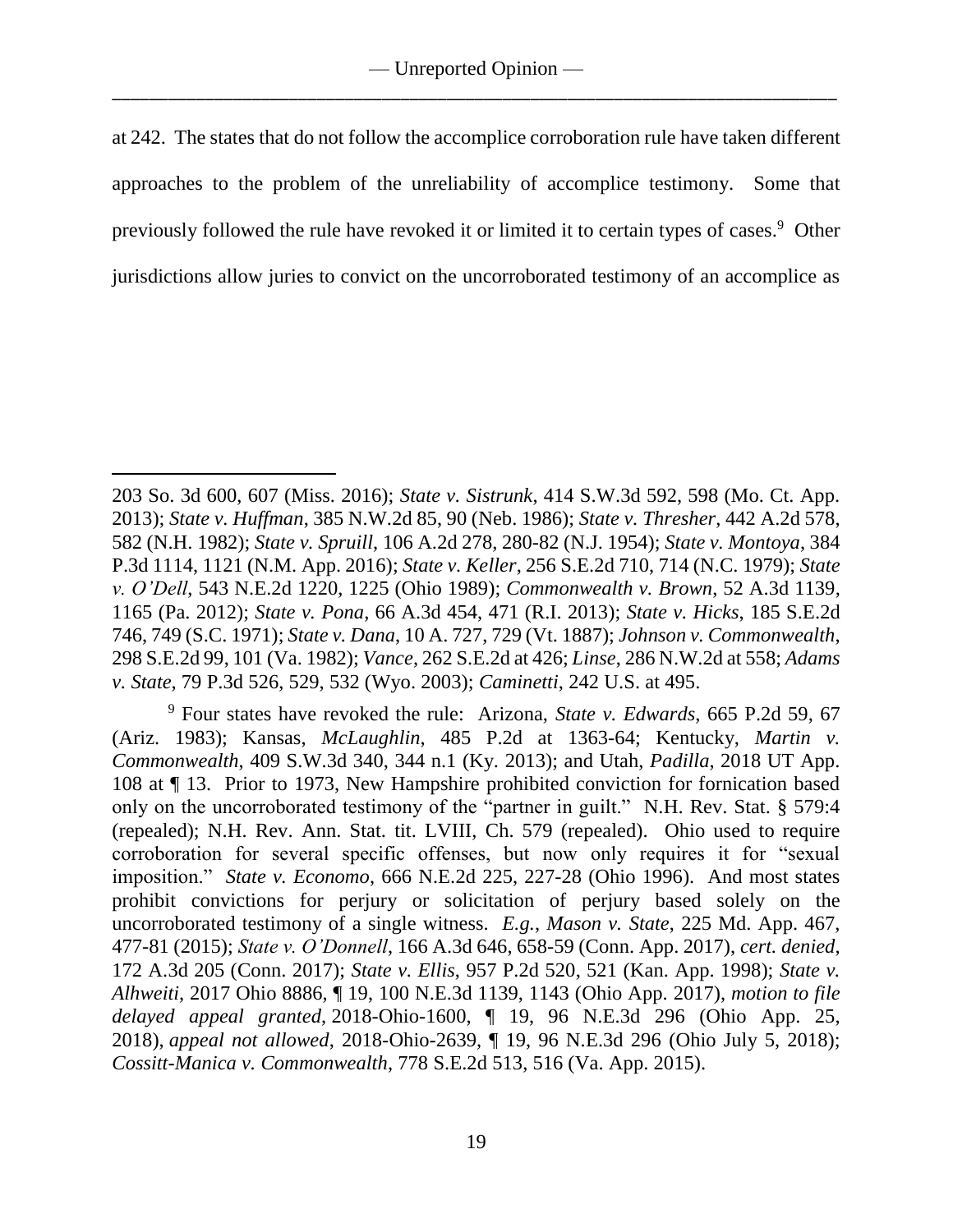at 242. The states that do not follow the accomplice corroboration rule have taken different approaches to the problem of the unreliability of accomplice testimony. Some that previously followed the rule have revoked it or limited it to certain types of cases.[9] Other jurisdictions allow juries to convict on the uncorroborated testimony of an accomplice as

---

203 So. 3d 600, 607 (Miss. 2016); *State v. Sistrunk*, 414 S.W.3d 592, 598 (Mo. Ct. App. 2013); *State v. Huffman*, 385 N.W.2d 85, 90 (Neb. 1986); *State v. Thresher*, 442 A.2d 578, 582 (N.H. 1982); *State v. Spruill*, 106 A.2d 278, 280-82 (N.J. 1954); *State v. Montoya*, 384 P.3d 1114, 1121 (N.M. App. 2016); *State v. Keller*, 256 S.E.2d 710, 714 (N.C. 1979); *State v. O'Dell*, 543 N.E.2d 1220, 1225 (Ohio 1989); *Commonwealth v. Brown*, 52 A.3d 1139, 1165 (Pa. 2012); *State v. Pona*, 66 A.3d 454, 471 (R.I. 2013); *State v. Hicks*, 185 S.E.2d 746, 749 (S.C. 1971); *State v. Dana*, 10 A. 727, 729 (Vt. 1887); *Johnson v. Commonwealth*, 298 S.E.2d 99, 101 (Va. 1982); *Vance*, 262 S.E.2d at 426; *Linse*, 286 N.W.2d at 558; *Adams v. State*, 79 P.3d 526, 529, 532 (Wyo. 2003); *Caminetti*, 242 U.S. at 495.

[9] Four states have revoked the rule: Arizona, *State v. Edwards*, 665 P.2d 59, 67 (Ariz. 1983); Kansas, *McLaughlin*, 485 P.2d at 1363-64; Kentucky, *Martin v. Commonwealth*, 409 S.W.3d 340, 344 n.1 (Ky. 2013); and Utah, *Padilla*, 2018 UT App. 108 at ¶ 13. Prior to 1973, New Hampshire prohibited conviction for fornication based only on the uncorroborated testimony of the "partner in guilt." N.H. Rev. Stat. § 579:4 (repealed); N.H. Rev. Ann. Stat. tit. LVIII, Ch. 579 (repealed). Ohio used to require corroboration for several specific offenses, but now only requires it for "sexual imposition." *State v. Economo*, 666 N.E.2d 225, 227-28 (Ohio 1996). And most states prohibit convictions for perjury or solicitation of perjury based solely on the uncorroborated testimony of a single witness. *E.g.*, *Mason v. State*, 225 Md. App. 467, 477-81 (2015); *State v. O'Donnell*, 166 A.3d 646, 658-59 (Conn. App. 2017), *cert. denied*, 172 A.3d 205 (Conn. 2017); *State v. Ellis*, 957 P.2d 520, 521 (Kan. App. 1998); *State v. Alhweiti*, 2017 Ohio 8886, ¶ 19, 100 N.E.3d 1139, 1143 (Ohio App. 2017), *motion to file delayed appeal granted*, 2018-Ohio-1600, ¶ 19, 96 N.E.3d 296 (Ohio App. 25, 2018), *appeal not allowed*, 2018-Ohio-2639, ¶ 19, 96 N.E.3d 296 (Ohio July 5, 2018); *Cossitt-Manica v. Commonwealth*, 778 S.E.2d 513, 516 (Va. App. 2015).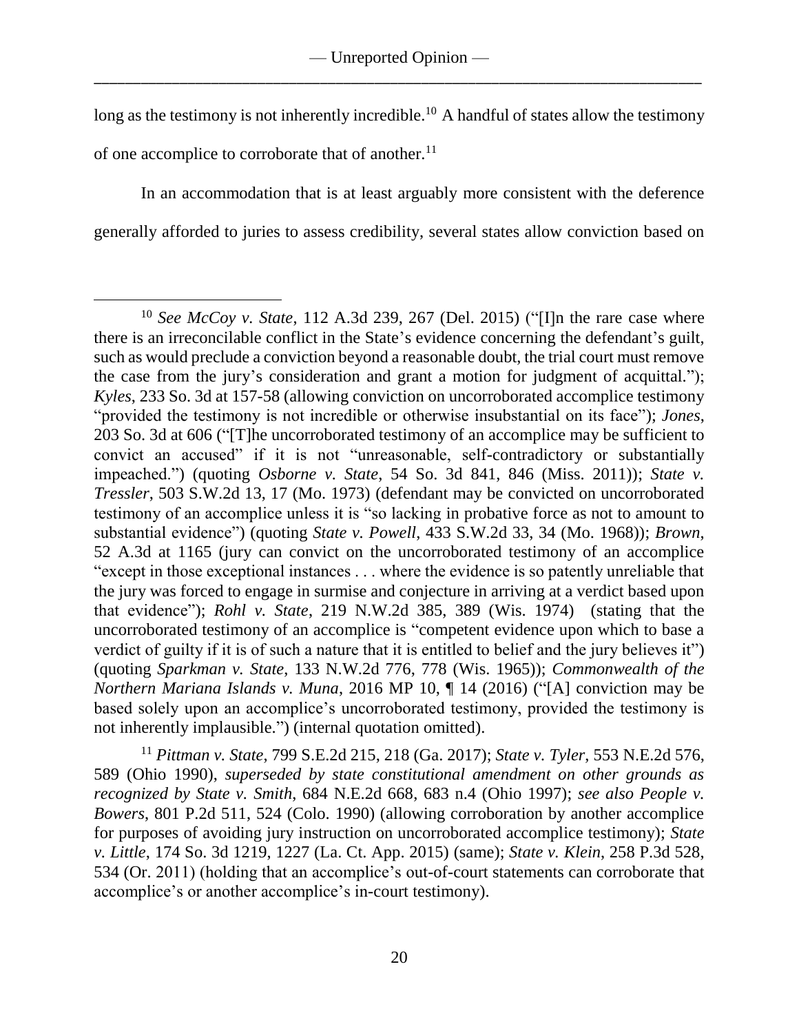long as the testimony is not inherently incredible.[10] A handful of states allow the testimony of one accomplice to corroborate that of another.[11]

In an accommodation that is at least arguably more consistent with the deference generally afforded to juries to assess credibility, several states allow conviction based on

---

[10] *See McCoy v. State*, 112 A.3d 239, 267 (Del. 2015) ("[I]n the rare case where there is an irreconcilable conflict in the State's evidence concerning the defendant's guilt, such as would preclude a conviction beyond a reasonable doubt, the trial court must remove the case from the jury's consideration and grant a motion for judgment of acquittal."); *Kyles*, 233 So. 3d at 157-58 (allowing conviction on uncorroborated accomplice testimony "provided the testimony is not incredible or otherwise insubstantial on its face"); *Jones*, 203 So. 3d at 606 ("[T]he uncorroborated testimony of an accomplice may be sufficient to convict an accused" if it is not "unreasonable, self-contradictory or substantially impeached.") (quoting *Osborne v. State*, 54 So. 3d 841, 846 (Miss. 2011)); *State v. Tressler*, 503 S.W.2d 13, 17 (Mo. 1973) (defendant may be convicted on uncorroborated testimony of an accomplice unless it is "so lacking in probative force as not to amount to substantial evidence") (quoting *State v. Powell*, 433 S.W.2d 33, 34 (Mo. 1968)); *Brown*, 52 A.3d at 1165 (jury can convict on the uncorroborated testimony of an accomplice "except in those exceptional instances . . . where the evidence is so patently unreliable that the jury was forced to engage in surmise and conjecture in arriving at a verdict based upon that evidence"); *Rohl v. State*, 219 N.W.2d 385, 389 (Wis. 1974) (stating that the uncorroborated testimony of an accomplice is "competent evidence upon which to base a verdict of guilty if it is of such a nature that it is entitled to belief and the jury believes it") (quoting *Sparkman v. State*, 133 N.W.2d 776, 778 (Wis. 1965)); *Commonwealth of the Northern Mariana Islands v. Muna*, 2016 MP 10, ¶ 14 (2016) ("[A] conviction may be based solely upon an accomplice's uncorroborated testimony, provided the testimony is not inherently implausible.") (internal quotation omitted).

[11] *Pittman v. State*, 799 S.E.2d 215, 218 (Ga. 2017); *State v. Tyler*, 553 N.E.2d 576, 589 (Ohio 1990), *superseded by state constitutional amendment on other grounds as recognized by State v. Smith*, 684 N.E.2d 668, 683 n.4 (Ohio 1997); *see also People v. Bowers*, 801 P.2d 511, 524 (Colo. 1990) (allowing corroboration by another accomplice for purposes of avoiding jury instruction on uncorroborated accomplice testimony); *State v. Little*, 174 So. 3d 1219, 1227 (La. Ct. App. 2015) (same); *State v. Klein*, 258 P.3d 528, 534 (Or. 2011) (holding that an accomplice's out-of-court statements can corroborate that accomplice's or another accomplice's in-court testimony).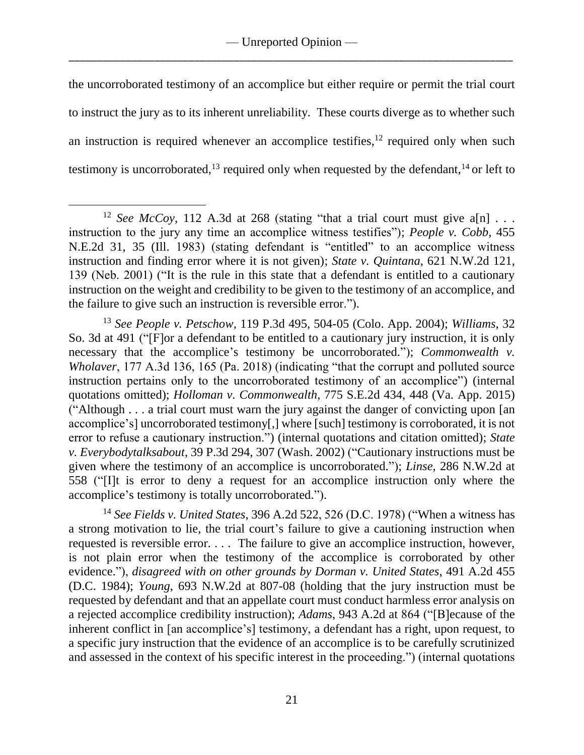the uncorroborated testimony of an accomplice but either require or permit the trial court to instruct the jury as to its inherent unreliability. These courts diverge as to whether such an instruction is required whenever an accomplice testifies,[12] required only when such testimony is uncorroborated,[13] required only when requested by the defendant,[14] or left to

---

[12] *See McCoy*, 112 A.3d at 268 (stating "that a trial court must give a[n] . . . instruction to the jury any time an accomplice witness testifies"); *People v. Cobb*, 455 N.E.2d 31, 35 (Ill. 1983) (stating defendant is "entitled" to an accomplice witness instruction and finding error where it is not given); *State v. Quintana*, 621 N.W.2d 121, 139 (Neb. 2001) ("It is the rule in this state that a defendant is entitled to a cautionary instruction on the weight and credibility to be given to the testimony of an accomplice, and the failure to give such an instruction is reversible error.").

[13] *See People v. Petschow*, 119 P.3d 495, 504-05 (Colo. App. 2004); *Williams*, 32 So. 3d at 491 ("[F]or a defendant to be entitled to a cautionary jury instruction, it is only necessary that the accomplice's testimony be uncorroborated."); *Commonwealth v. Wholaver*, 177 A.3d 136, 165 (Pa. 2018) (indicating "that the corrupt and polluted source instruction pertains only to the uncorroborated testimony of an accomplice") (internal quotations omitted); *Holloman v. Commonwealth*, 775 S.E.2d 434, 448 (Va. App. 2015) ("Although . . . a trial court must warn the jury against the danger of convicting upon [an accomplice's] uncorroborated testimony[,] where [such] testimony is corroborated, it is not error to refuse a cautionary instruction.") (internal quotations and citation omitted); *State v. Everybodytalksabout*, 39 P.3d 294, 307 (Wash. 2002) ("Cautionary instructions must be given where the testimony of an accomplice is uncorroborated."); *Linse*, 286 N.W.2d at 558 ("[I]t is error to deny a request for an accomplice instruction only where the accomplice's testimony is totally uncorroborated.").

[14] *See Fields v. United States*, 396 A.2d 522, 526 (D.C. 1978) ("When a witness has a strong motivation to lie, the trial court's failure to give a cautioning instruction when requested is reversible error. . . . The failure to give an accomplice instruction, however, is not plain error when the testimony of the accomplice is corroborated by other evidence."), *disagreed with on other grounds by Dorman v. United States*, 491 A.2d 455 (D.C. 1984); *Young*, 693 N.W.2d at 807-08 (holding that the jury instruction must be requested by defendant and that an appellate court must conduct harmless error analysis on a rejected accomplice credibility instruction); *Adams*, 943 A.2d at 864 ("[B]ecause of the inherent conflict in [an accomplice's] testimony, a defendant has a right, upon request, to a specific jury instruction that the evidence of an accomplice is to be carefully scrutinized and assessed in the context of his specific interest in the proceeding.") (internal quotations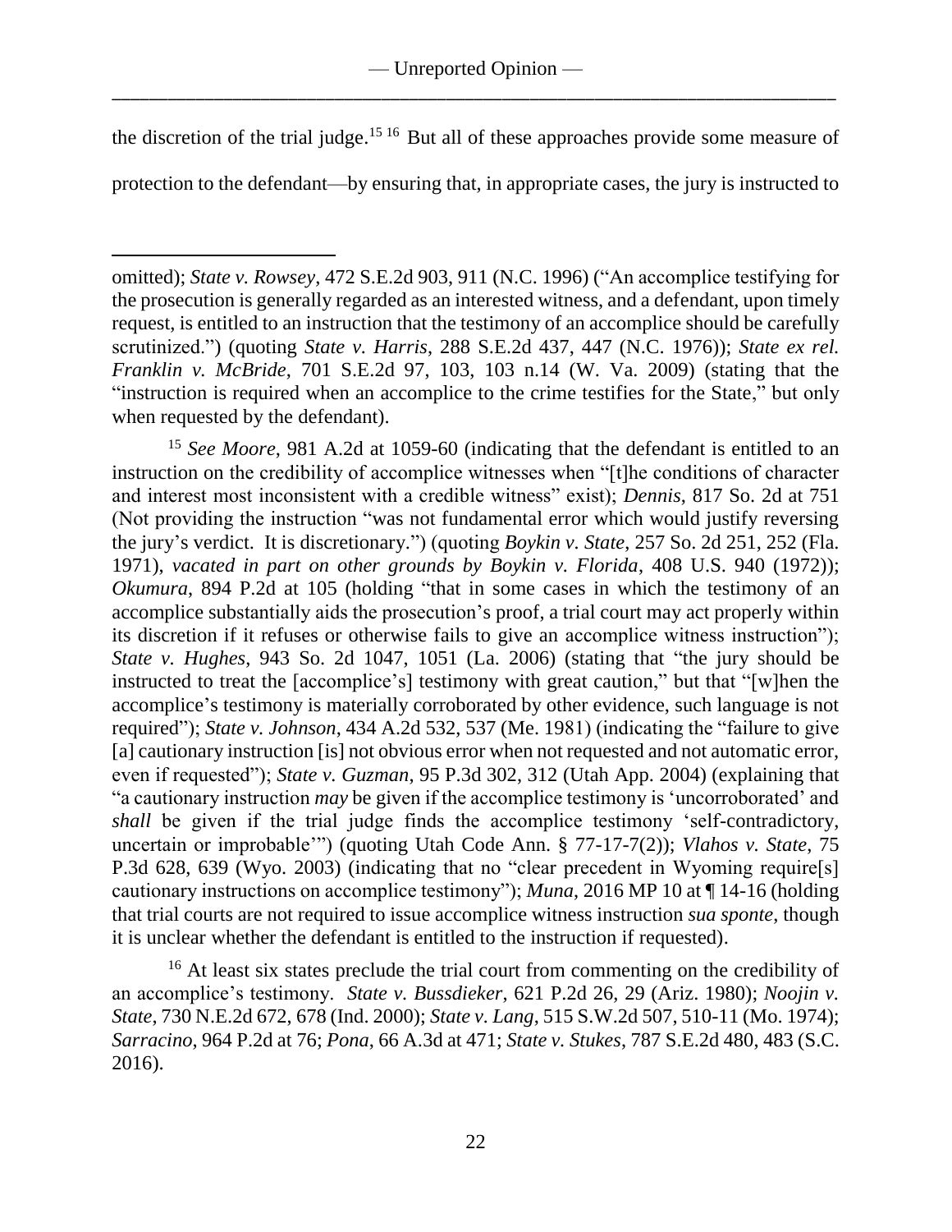the discretion of the trial judge.[15] [16] But all of these approaches provide some measure of protection to the defendant—by ensuring that, in appropriate cases, the jury is instructed to

---

omitted); *State v. Rowsey*, 472 S.E.2d 903, 911 (N.C. 1996) ("An accomplice testifying for the prosecution is generally regarded as an interested witness, and a defendant, upon timely request, is entitled to an instruction that the testimony of an accomplice should be carefully scrutinized.") (quoting *State v. Harris*, 288 S.E.2d 437, 447 (N.C. 1976)); *State ex rel. Franklin v. McBride*, 701 S.E.2d 97, 103, 103 n.14 (W. Va. 2009) (stating that the "instruction is required when an accomplice to the crime testifies for the State," but only when requested by the defendant).

[15] *See Moore*, 981 A.2d at 1059-60 (indicating that the defendant is entitled to an instruction on the credibility of accomplice witnesses when "[t]he conditions of character and interest most inconsistent with a credible witness" exist); *Dennis*, 817 So. 2d at 751 (Not providing the instruction "was not fundamental error which would justify reversing the jury's verdict. It is discretionary.") (quoting *Boykin v. State*, 257 So. 2d 251, 252 (Fla. 1971), *vacated in part on other grounds by Boykin v. Florida*, 408 U.S. 940 (1972)); *Okumura*, 894 P.2d at 105 (holding "that in some cases in which the testimony of an accomplice substantially aids the prosecution's proof, a trial court may act properly within its discretion if it refuses or otherwise fails to give an accomplice witness instruction"); *State v. Hughes*, 943 So. 2d 1047, 1051 (La. 2006) (stating that "the jury should be instructed to treat the [accomplice's] testimony with great caution," but that "[w]hen the accomplice's testimony is materially corroborated by other evidence, such language is not required"); *State v. Johnson*, 434 A.2d 532, 537 (Me. 1981) (indicating the "failure to give [a] cautionary instruction [is] not obvious error when not requested and not automatic error, even if requested"); *State v. Guzman*, 95 P.3d 302, 312 (Utah App. 2004) (explaining that "a cautionary instruction *may* be given if the accomplice testimony is 'uncorroborated' and *shall* be given if the trial judge finds the accomplice testimony 'self-contradictory, uncertain or improbable'") (quoting Utah Code Ann. § 77-17-7(2)); *Vlahos v. State*, 75 P.3d 628, 639 (Wyo. 2003) (indicating that no "clear precedent in Wyoming require[s] cautionary instructions on accomplice testimony"); *Muna*, 2016 MP 10 at ¶ 14-16 (holding that trial courts are not required to issue accomplice witness instruction *sua sponte*, though it is unclear whether the defendant is entitled to the instruction if requested).

[16] At least six states preclude the trial court from commenting on the credibility of an accomplice's testimony. *State v. Bussdieker*, 621 P.2d 26, 29 (Ariz. 1980); *Noojin v. State*, 730 N.E.2d 672, 678 (Ind. 2000); *State v. Lang*, 515 S.W.2d 507, 510-11 (Mo. 1974); *Sarracino*, 964 P.2d at 76; *Pona*, 66 A.3d at 471; *State v. Stukes*, 787 S.E.2d 480, 483 (S.C. 2016).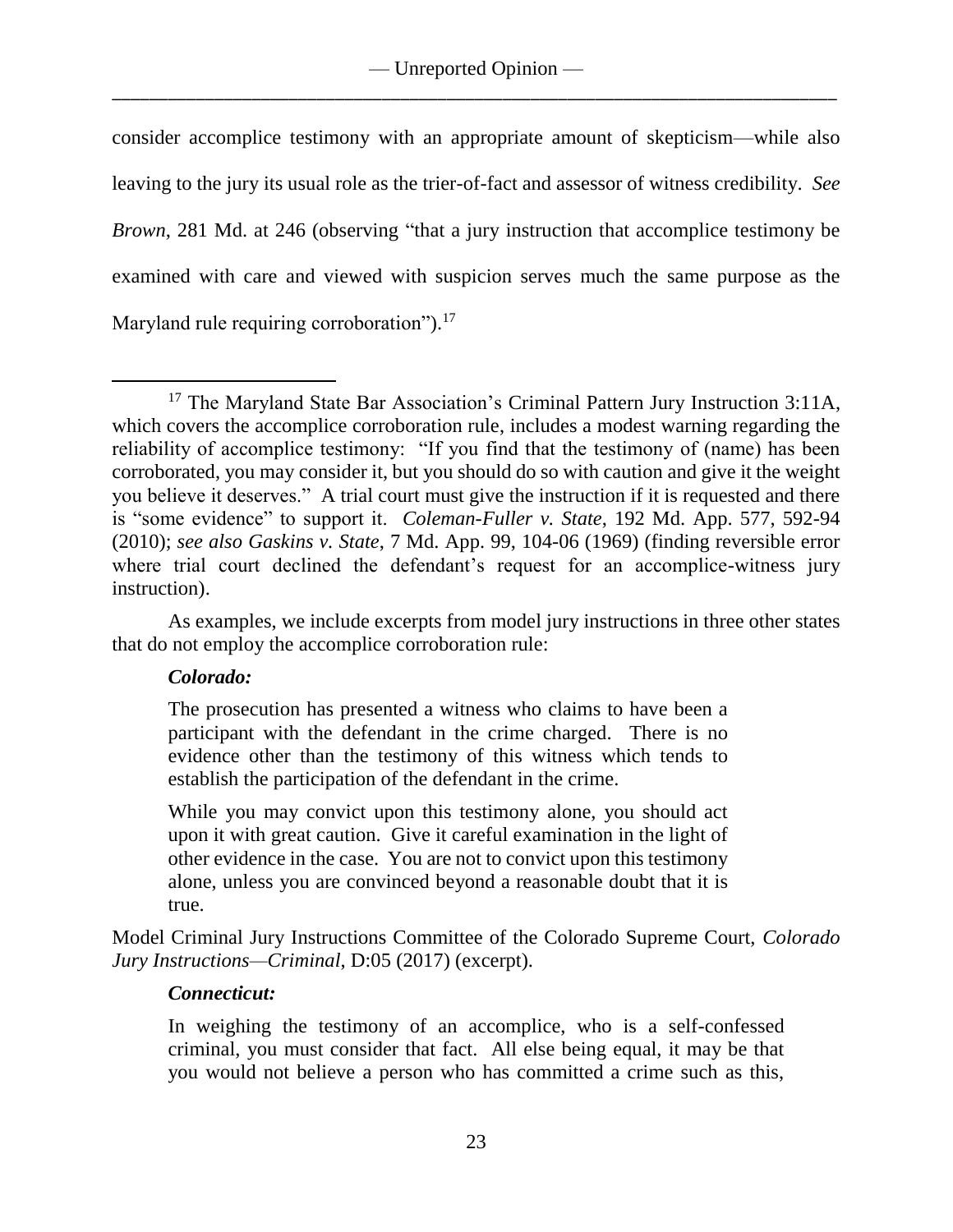consider accomplice testimony with an appropriate amount of skepticism—while also leaving to the jury its usual role as the trier-of-fact and assessor of witness credibility. *See Brown*, 281 Md. at 246 (observing "that a jury instruction that accomplice testimony be examined with care and viewed with suspicion serves much the same purpose as the Maryland rule requiring corroboration").[17]

---

[17] The Maryland State Bar Association's Criminal Pattern Jury Instruction 3:11A, which covers the accomplice corroboration rule, includes a modest warning regarding the reliability of accomplice testimony: "If you find that the testimony of (name) has been corroborated, you may consider it, but you should do so with caution and give it the weight you believe it deserves." A trial court must give the instruction if it is requested and there is "some evidence" to support it. *Coleman-Fuller v. State*, 192 Md. App. 577, 592-94 (2010); *see also Gaskins v. State*, 7 Md. App. 99, 104-06 (1969) (finding reversible error where trial court declined the defendant's request for an accomplice-witness jury instruction).

As examples, we include excerpts from model jury instructions in three other states that do not employ the accomplice corroboration rule:

***Colorado:***

> The prosecution has presented a witness who claims to have been a participant with the defendant in the crime charged. There is no evidence other than the testimony of this witness which tends to establish the participation of the defendant in the crime.
>
> While you may convict upon this testimony alone, you should act upon it with great caution. Give it careful examination in the light of other evidence in the case. You are not to convict upon this testimony alone, unless you are convinced beyond a reasonable doubt that it is true.

Model Criminal Jury Instructions Committee of the Colorado Supreme Court, *Colorado Jury Instructions—Criminal*, D:05 (2017) (excerpt).

***Connecticut:***

> In weighing the testimony of an accomplice, who is a self-confessed criminal, you must consider that fact. All else being equal, it may be that you would not believe a person who has committed a crime such as this,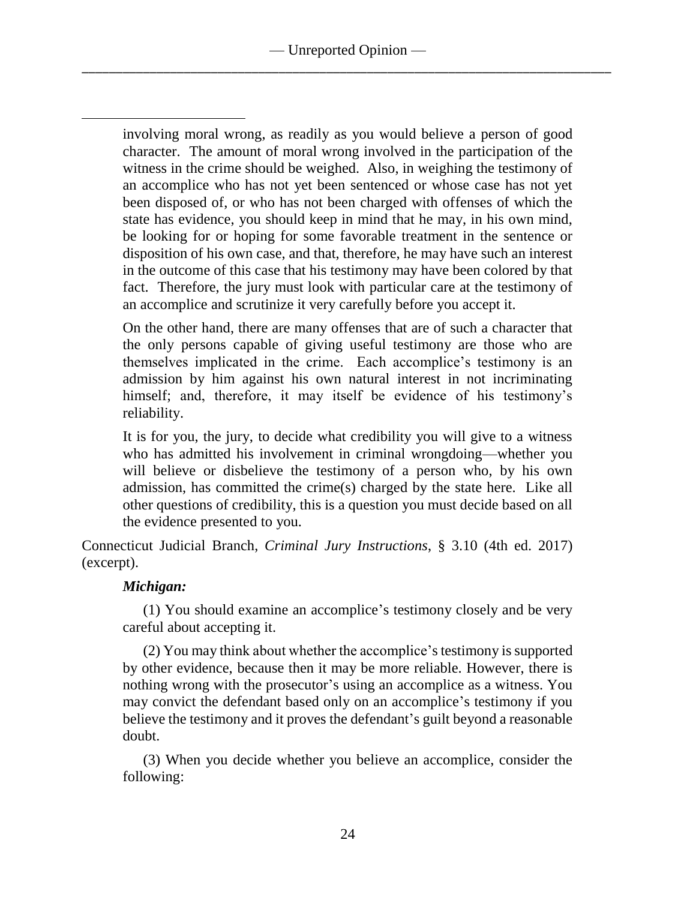involving moral wrong, as readily as you would believe a person of good character. The amount of moral wrong involved in the participation of the witness in the crime should be weighed. Also, in weighing the testimony of an accomplice who has not yet been sentenced or whose case has not yet been disposed of, or who has not been charged with offenses of which the state has evidence, you should keep in mind that he may, in his own mind, be looking for or hoping for some favorable treatment in the sentence or disposition of his own case, and that, therefore, he may have such an interest in the outcome of this case that his testimony may have been colored by that fact. Therefore, the jury must look with particular care at the testimony of an accomplice and scrutinize it very carefully before you accept it.

> On the other hand, there are many offenses that are of such a character that the only persons capable of giving useful testimony are those who are themselves implicated in the crime. Each accomplice's testimony is an admission by him against his own natural interest in not incriminating himself; and, therefore, it may itself be evidence of his testimony's reliability.

> It is for you, the jury, to decide what credibility you will give to a witness who has admitted his involvement in criminal wrongdoing—whether you will believe or disbelieve the testimony of a person who, by his own admission, has committed the crime(s) charged by the state here. Like all other questions of credibility, this is a question you must decide based on all the evidence presented to you.

Connecticut Judicial Branch, *Criminal Jury Instructions*, § 3.10 (4th ed. 2017) (excerpt).

***Michigan:***

> (1) You should examine an accomplice's testimony closely and be very careful about accepting it.

> (2) You may think about whether the accomplice's testimony is supported by other evidence, because then it may be more reliable. However, there is nothing wrong with the prosecutor's using an accomplice as a witness. You may convict the defendant based only on an accomplice's testimony if you believe the testimony and it proves the defendant's guilt beyond a reasonable doubt.

> (3) When you decide whether you believe an accomplice, consider the following: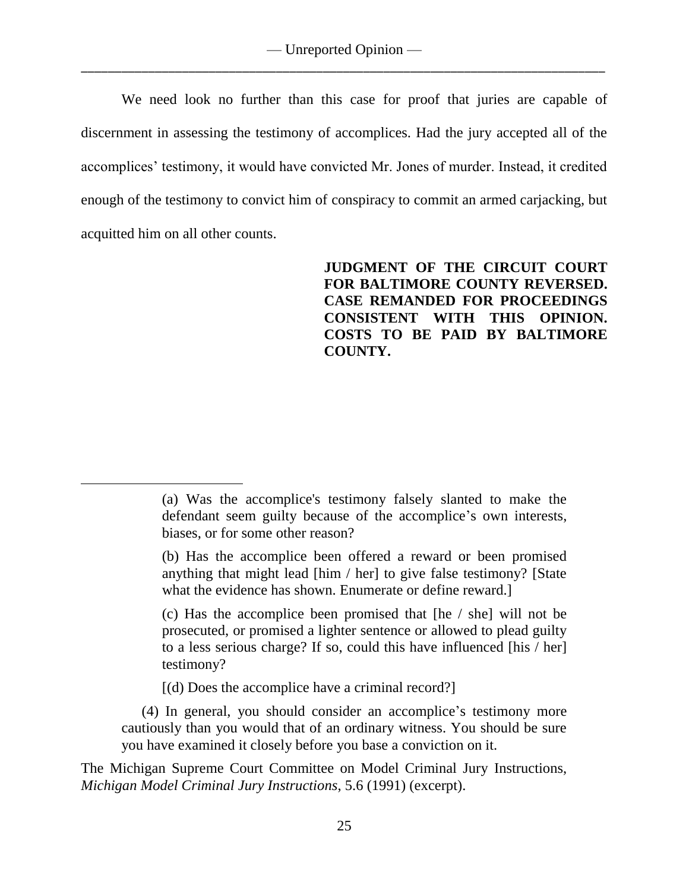We need look no further than this case for proof that juries are capable of discernment in assessing the testimony of accomplices. Had the jury accepted all of the accomplices' testimony, it would have convicted Mr. Jones of murder. Instead, it credited enough of the testimony to convict him of conspiracy to commit an armed carjacking, but acquitted him on all other counts.

**JUDGMENT OF THE CIRCUIT COURT FOR BALTIMORE COUNTY REVERSED. CASE REMANDED FOR PROCEEDINGS CONSISTENT WITH THIS OPINION. COSTS TO BE PAID BY BALTIMORE COUNTY.**

---

> (a) Was the accomplice's testimony falsely slanted to make the defendant seem guilty because of the accomplice's own interests, biases, or for some other reason?
>
> (b) Has the accomplice been offered a reward or been promised anything that might lead [him / her] to give false testimony? [State what the evidence has shown. Enumerate or define reward.]
>
> (c) Has the accomplice been promised that [he / she] will not be prosecuted, or promised a lighter sentence or allowed to plead guilty to a less serious charge? If so, could this have influenced [his / her] testimony?
>
> [(d) Does the accomplice have a criminal record?]
>
> (4) In general, you should consider an accomplice's testimony more cautiously than you would that of an ordinary witness. You should be sure you have examined it closely before you base a conviction on it.

The Michigan Supreme Court Committee on Model Criminal Jury Instructions, *Michigan Model Criminal Jury Instructions*, 5.6 (1991) (excerpt).